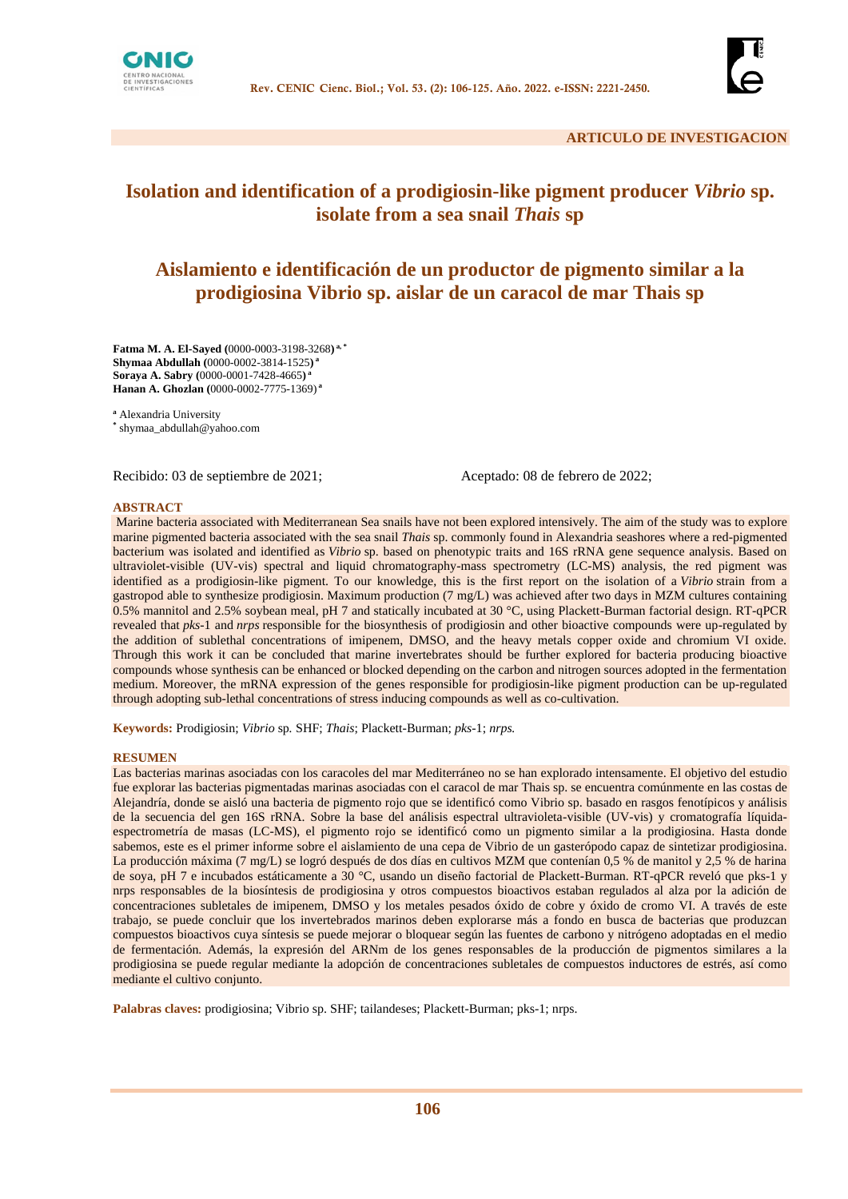ARTICULO DE INVESTIGACION

# Isolation and identification of a prodigiosin-like pigment producer *Vibrio* sp. isolate from a sea snail *Thais* sp

# Aislamiento e identificación de un productor de pigmento similar a la prodigiosina Vibrio sp. aislar de un caracol de mar Thais sp

**Fatma M. A. El-Sayed (**0000-0003-3198-3268**)** [a, *]
**Shymaa Abdullah (**0000-0002-3814-1525**)** [a]
**Soraya A. Sabry (**0000-0001-7428-4665**)** [a]
**Hanan A. Ghozlan (**0000-0002-7775-1369**)** [a]

[a] Alexandria University
[*] shymaa_abdullah@yahoo.com

Recibido: 03 de septiembre de 2021; Aceptado: 08 de febrero de 2022;

## ABSTRACT

Marine bacteria associated with Mediterranean Sea snails have not been explored intensively. The aim of the study was to explore marine pigmented bacteria associated with the sea snail *Thais* sp. commonly found in Alexandria seashores where a red-pigmented bacterium was isolated and identified as *Vibrio* sp. based on phenotypic traits and 16S rRNA gene sequence analysis. Based on ultraviolet-visible (UV-vis) spectral and liquid chromatography-mass spectrometry (LC-MS) analysis, the red pigment was identified as a prodigiosin-like pigment. To our knowledge, this is the first report on the isolation of a *Vibrio* strain from a gastropod able to synthesize prodigiosin. Maximum production (7 mg/L) was achieved after two days in MZM cultures containing 0.5% mannitol and 2.5% soybean meal, pH 7 and statically incubated at 30 °C, using Plackett-Burman factorial design. RT-qPCR revealed that *pks*-1 and *nrps* responsible for the biosynthesis of prodigiosin and other bioactive compounds were up-regulated by the addition of sublethal concentrations of imipenem, DMSO, and the heavy metals copper oxide and chromium VI oxide. Through this work it can be concluded that marine invertebrates should be further explored for bacteria producing bioactive compounds whose synthesis can be enhanced or blocked depending on the carbon and nitrogen sources adopted in the fermentation medium. Moreover, the mRNA expression of the genes responsible for prodigiosin-like pigment production can be up-regulated through adopting sub-lethal concentrations of stress inducing compounds as well as co-cultivation.

**Keywords:** Prodigiosin; *Vibrio* sp. SHF; *Thais*; Plackett-Burman; *pks*-1; *nrps.*

## RESUMEN

Las bacterias marinas asociadas con los caracoles del mar Mediterráneo no se han explorado intensamente. El objetivo del estudio fue explorar las bacterias pigmentadas marinas asociadas con el caracol de mar Thais sp. se encuentra comúnmente en las costas de Alejandría, donde se aisló una bacteria de pigmento rojo que se identificó como Vibrio sp. basado en rasgos fenotípicos y análisis de la secuencia del gen 16S rRNA. Sobre la base del análisis espectral ultravioleta-visible (UV-vis) y cromatografía líquida-espectrometría de masas (LC-MS), el pigmento rojo se identificó como un pigmento similar a la prodigiosina. Hasta donde sabemos, este es el primer informe sobre el aislamiento de una cepa de Vibrio de un gasterópodo capaz de sintetizar prodigiosina. La producción máxima (7 mg/L) se logró después de dos días en cultivos MZM que contenían 0,5 % de manitol y 2,5 % de harina de soya, pH 7 e incubados estáticamente a 30 °C, usando un diseño factorial de Plackett-Burman. RT-qPCR reveló que pks-1 y nrps responsables de la biosíntesis de prodigiosina y otros compuestos bioactivos estaban regulados al alza por la adición de concentraciones subletales de imipenem, DMSO y los metales pesados óxido de cobre y óxido de cromo VI. A través de este trabajo, se puede concluir que los invertebrados marinos deben explorarse más a fondo en busca de bacterias que produzcan compuestos bioactivos cuya síntesis se puede mejorar o bloquear según las fuentes de carbono y nitrógeno adoptadas en el medio de fermentación. Además, la expresión del ARNm de los genes responsables de la producción de pigmentos similares a la prodigiosina se puede regular mediante la adopción de concentraciones subletales de compuestos inductores de estrés, así como mediante el cultivo conjunto.

**Palabras claves:** prodigiosina; Vibrio sp. SHF; tailandeses; Plackett-Burman; pks-1; nrps.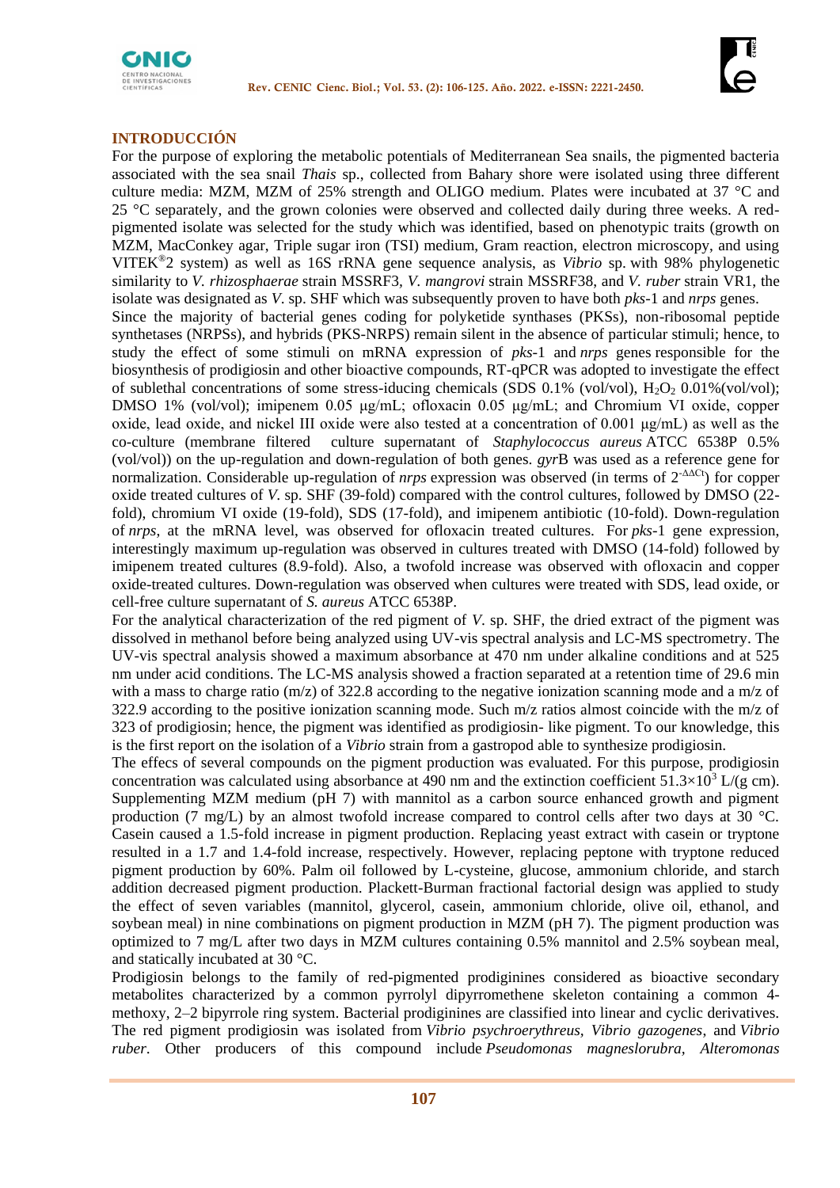## INTRODUCCIÓN

For the purpose of exploring the metabolic potentials of Mediterranean Sea snails, the pigmented bacteria associated with the sea snail *Thais* sp., collected from Bahary shore were isolated using three different culture media: MZM, MZM of 25% strength and OLIGO medium. Plates were incubated at 37 °C and 25 °C separately, and the grown colonies were observed and collected daily during three weeks. A red-pigmented isolate was selected for the study which was identified, based on phenotypic traits (growth on MZM, MacConkey agar, Triple sugar iron (TSI) medium, Gram reaction, electron microscopy, and using VITEK®2 system) as well as 16S rRNA gene sequence analysis, as *Vibrio* sp. with 98% phylogenetic similarity to *V. rhizosphaerae* strain MSSRF3, *V. mangrovi* strain MSSRF38, and *V. ruber* strain VR1, the isolate was designated as *V.* sp. SHF which was subsequently proven to have both *pks*-1 and *nrps* genes.

Since the majority of bacterial genes coding for polyketide synthases (PKSs), non-ribosomal peptide synthetases (NRPSs), and hybrids (PKS-NRPS) remain silent in the absence of particular stimuli; hence, to study the effect of some stimuli on mRNA expression of *pks*-1 and *nrps* genes responsible for the biosynthesis of prodigiosin and other bioactive compounds, RT-qPCR was adopted to investigate the effect of sublethal concentrations of some stress-iducing chemicals (SDS 0.1% (vol/vol), $H_2O_2$ 0.01%(vol/vol); DMSO 1% (vol/vol); imipenem 0.05 µg/mL; ofloxacin 0.05 µg/mL; and Chromium VI oxide, copper oxide, lead oxide, and nickel III oxide were also tested at a concentration of 0.001 µg/mL) as well as the co-culture (membrane filtered culture supernatant of *Staphylococcus aureus* ATCC 6538P 0.5% (vol/vol)) on the up-regulation and down-regulation of both genes. *gyr*B was used as a reference gene for normalization. Considerable up-regulation of *nrps* expression was observed (in terms of $2^{-\Delta\Delta Ct}$) for copper oxide treated cultures of *V.* sp. SHF (39-fold) compared with the control cultures, followed by DMSO (22-fold), chromium VI oxide (19-fold), SDS (17-fold), and imipenem antibiotic (10-fold). Down-regulation of *nrps*, at the mRNA level, was observed for ofloxacin treated cultures. For *pks*-1 gene expression, interestingly maximum up-regulation was observed in cultures treated with DMSO (14-fold) followed by imipenem treated cultures (8.9-fold). Also, a twofold increase was observed with ofloxacin and copper oxide-treated cultures. Down-regulation was observed when cultures were treated with SDS, lead oxide, or cell-free culture supernatant of *S. aureus* ATCC 6538P.

For the analytical characterization of the red pigment of *V.* sp. SHF, the dried extract of the pigment was dissolved in methanol before being analyzed using UV-vis spectral analysis and LC-MS spectrometry. The UV-vis spectral analysis showed a maximum absorbance at 470 nm under alkaline conditions and at 525 nm under acid conditions. The LC-MS analysis showed a fraction separated at a retention time of 29.6 min with a mass to charge ratio (m/z) of 322.8 according to the negative ionization scanning mode and a m/z of 322.9 according to the positive ionization scanning mode. Such m/z ratios almost coincide with the m/z of 323 of prodigiosin; hence, the pigment was identified as prodigiosin- like pigment. To our knowledge, this is the first report on the isolation of a *Vibrio* strain from a gastropod able to synthesize prodigiosin.

The effecs of several compounds on the pigment production was evaluated. For this purpose, prodigiosin concentration was calculated using absorbance at 490 nm and the extinction coefficient $51.3\times10^3$ L/(g cm). Supplementing MZM medium (pH 7) with mannitol as a carbon source enhanced growth and pigment production (7 mg/L) by an almost twofold increase compared to control cells after two days at 30 °C. Casein caused a 1.5-fold increase in pigment production. Replacing yeast extract with casein or tryptone resulted in a 1.7 and 1.4-fold increase, respectively. However, replacing peptone with tryptone reduced pigment production by 60%. Palm oil followed by L-cysteine, glucose, ammonium chloride, and starch addition decreased pigment production. Plackett-Burman fractional factorial design was applied to study the effect of seven variables (mannitol, glycerol, casein, ammonium chloride, olive oil, ethanol, and soybean meal) in nine combinations on pigment production in MZM (pH 7). The pigment production was optimized to 7 mg/L after two days in MZM cultures containing 0.5% mannitol and 2.5% soybean meal, and statically incubated at 30 °C.

Prodigiosin belongs to the family of red-pigmented prodiginines considered as bioactive secondary metabolites characterized by a common pyrrolyl dipyrromethene skeleton containing a common 4-methoxy, 2–2 bipyrrole ring system. Bacterial prodiginines are classified into linear and cyclic derivatives. The red pigment prodigiosin was isolated from *Vibrio psychroerythreus, Vibrio gazogenes,* and *Vibrio ruber*. Other producers of this compound include *Pseudomonas magneslorubra, Alteromonas*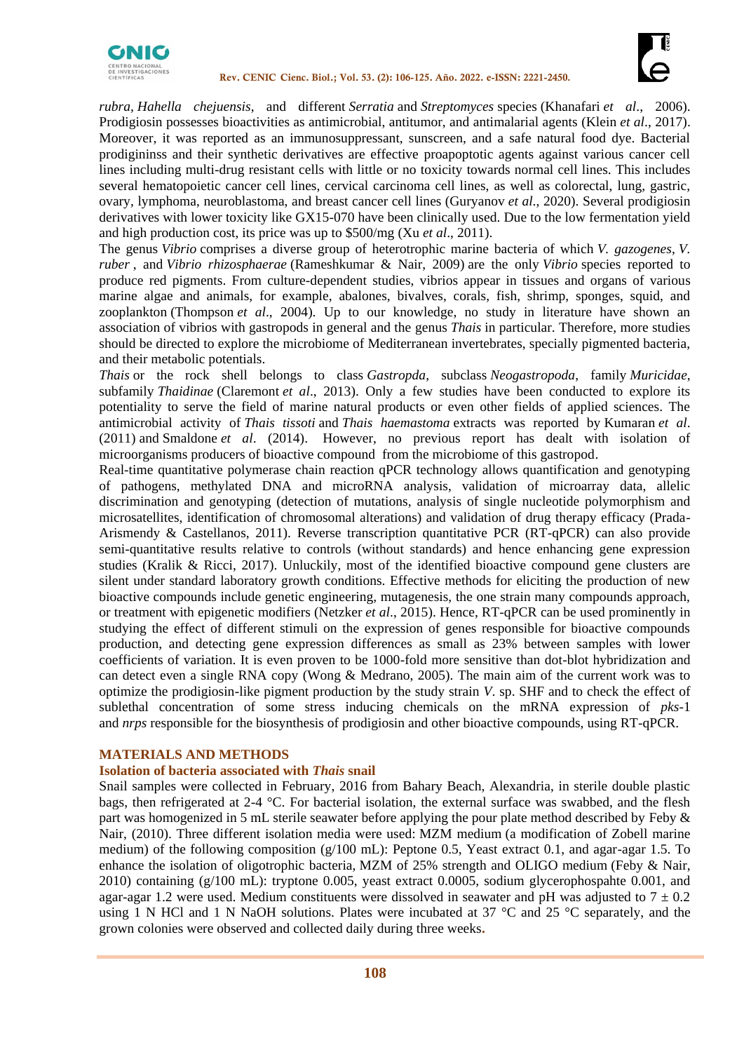*rubra*, *Hahella chejuensis*, and different *Serratia* and *Streptomyces* species (Khanafari *et al*., 2006). Prodigiosin possesses bioactivities as antimicrobial, antitumor, and antimalarial agents (Klein *et al*., 2017). Moreover, it was reported as an immunosuppressant, sunscreen, and a safe natural food dye. Bacterial prodigininss and their synthetic derivatives are effective proapoptotic agents against various cancer cell lines including multi-drug resistant cells with little or no toxicity towards normal cell lines. This includes several hematopoietic cancer cell lines, cervical carcinoma cell lines, as well as colorectal, lung, gastric, ovary, lymphoma, neuroblastoma, and breast cancer cell lines (Guryanov *et al*., 2020). Several prodigiosin derivatives with lower toxicity like GX15-070 have been clinically used. Due to the low fermentation yield and high production cost, its price was up to $500/mg (Xu *et al*., 2011).

The genus *Vibrio* comprises a diverse group of heterotrophic marine bacteria of which *V. gazogenes*, *V. ruber* , and *Vibrio rhizosphaerae* (Rameshkumar & Nair, 2009) are the only *Vibrio* species reported to produce red pigments. From culture-dependent studies, vibrios appear in tissues and organs of various marine algae and animals, for example, abalones, bivalves, corals, fish, shrimp, sponges, squid, and zooplankton (Thompson *et al*., 2004). Up to our knowledge, no study in literature have shown an association of vibrios with gastropods in general and the genus *Thais* in particular. Therefore, more studies should be directed to explore the microbiome of Mediterranean invertebrates, specially pigmented bacteria, and their metabolic potentials.

*Thais* or the rock shell belongs to class *Gastropda*, subclass *Neogastropoda*, family *Muricidae*, subfamily *Thaidinae* (Claremont *et al*., 2013). Only a few studies have been conducted to explore its potentiality to serve the field of marine natural products or even other fields of applied sciences. The antimicrobial activity of *Thais tissoti* and *Thais haemastoma* extracts was reported by Kumaran *et al*. (2011) and Smaldone *et al*. (2014). However, no previous report has dealt with isolation of microorganisms producers of bioactive compound from the microbiome of this gastropod.

Real-time quantitative polymerase chain reaction qPCR technology allows quantification and genotyping of pathogens, methylated DNA and microRNA analysis, validation of microarray data, allelic discrimination and genotyping (detection of mutations, analysis of single nucleotide polymorphism and microsatellites, identification of chromosomal alterations) and validation of drug therapy efficacy (Prada-Arismendy & Castellanos, 2011). Reverse transcription quantitative PCR (RT-qPCR) can also provide semi-quantitative results relative to controls (without standards) and hence enhancing gene expression studies (Kralik & Ricci, 2017). Unluckily, most of the identified bioactive compound gene clusters are silent under standard laboratory growth conditions. Effective methods for eliciting the production of new bioactive compounds include genetic engineering, mutagenesis, the one strain many compounds approach, or treatment with epigenetic modifiers (Netzker *et al*., 2015). Hence, RT-qPCR can be used prominently in studying the effect of different stimuli on the expression of genes responsible for bioactive compounds production, and detecting gene expression differences as small as 23% between samples with lower coefficients of variation. It is even proven to be 1000-fold more sensitive than dot-blot hybridization and can detect even a single RNA copy (Wong & Medrano, 2005). The main aim of the current work was to optimize the prodigiosin-like pigment production by the study strain *V.* sp. SHF and to check the effect of sublethal concentration of some stress inducing chemicals on the mRNA expression of *pks*-1 and *nrps* responsible for the biosynthesis of prodigiosin and other bioactive compounds, using RT-qPCR.

## MATERIALS AND METHODS

### Isolation of bacteria associated with *Thais* snail

Snail samples were collected in February, 2016 from Bahary Beach, Alexandria, in sterile double plastic bags, then refrigerated at 2-4 °C. For bacterial isolation, the external surface was swabbed, and the flesh part was homogenized in 5 mL sterile seawater before applying the pour plate method described by Feby & Nair, (2010). Three different isolation media were used: MZM medium (a modification of Zobell marine medium) of the following composition (g/100 mL): Peptone 0.5, Yeast extract 0.1, and agar-agar 1.5. To enhance the isolation of oligotrophic bacteria, MZM of 25% strength and OLIGO medium (Feby & Nair, 2010) containing (g/100 mL): tryptone 0.005, yeast extract 0.0005, sodium glycerophospahte 0.001, and agar-agar 1.2 were used. Medium constituents were dissolved in seawater and pH was adjusted to 7 ± 0.2 using 1 N HCl and 1 N NaOH solutions. Plates were incubated at 37 °C and 25 °C separately, and the grown colonies were observed and collected daily during three weeks.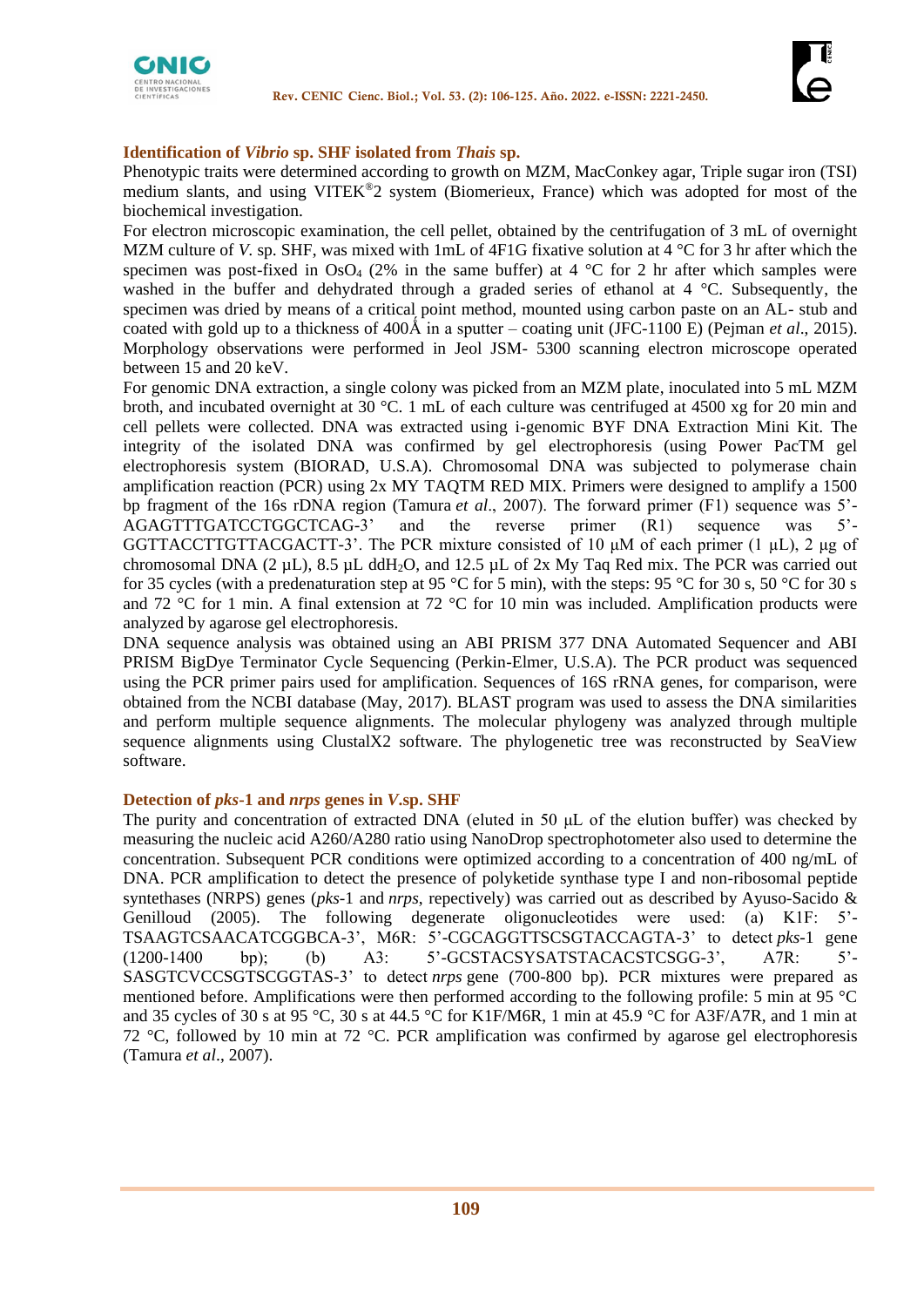### Identification of *Vibrio* sp. SHF isolated from *Thais* sp.

Phenotypic traits were determined according to growth on MZM, MacConkey agar, Triple sugar iron (TSI) medium slants, and using VITEK®2 system (Biomerieux, France) which was adopted for most of the biochemical investigation.

For electron microscopic examination, the cell pellet, obtained by the centrifugation of 3 mL of overnight MZM culture of *V.* sp. SHF, was mixed with 1mL of 4F1G fixative solution at 4 °C for 3 hr after which the specimen was post-fixed in $OsO_4$ (2% in the same buffer) at 4 °C for 2 hr after which samples were washed in the buffer and dehydrated through a graded series of ethanol at 4 °C. Subsequently, the specimen was dried by means of a critical point method, mounted using carbon paste on an AL- stub and coated with gold up to a thickness of 400Å in a sputter – coating unit (JFC-1100 E) (Pejman *et al*., 2015). Morphology observations were performed in Jeol JSM- 5300 scanning electron microscope operated between 15 and 20 keV.

For genomic DNA extraction, a single colony was picked from an MZM plate, inoculated into 5 mL MZM broth, and incubated overnight at 30 °C. 1 mL of each culture was centrifuged at 4500 xg for 20 min and cell pellets were collected. DNA was extracted using i-genomic BYF DNA Extraction Mini Kit. The integrity of the isolated DNA was confirmed by gel electrophoresis (using Power PacTM gel electrophoresis system (BIORAD, U.S.A). Chromosomal DNA was subjected to polymerase chain amplification reaction (PCR) using 2x MY TAQTM RED MIX. Primers were designed to amplify a 1500 bp fragment of the 16s rDNA region (Tamura *et al*., 2007). The forward primer (F1) sequence was 5'-AGAGTTTGATCCTGGCTCAG-3' and the reverse primer (R1) sequence was 5'-GGTTACCTTGTTACGACTT-3'. The PCR mixture consisted of 10 µM of each primer (1 µL), 2 µg of chromosomal DNA (2 µL), 8.5 µL $ddH_2O$, and 12.5 µL of 2x My Taq Red mix. The PCR was carried out for 35 cycles (with a predenaturation step at 95 °C for 5 min), with the steps: 95 °C for 30 s, 50 °C for 30 s and 72 °C for 1 min. A final extension at 72 °C for 10 min was included. Amplification products were analyzed by agarose gel electrophoresis.

DNA sequence analysis was obtained using an ABI PRISM 377 DNA Automated Sequencer and ABI PRISM BigDye Terminator Cycle Sequencing (Perkin-Elmer, U.S.A). The PCR product was sequenced using the PCR primer pairs used for amplification. Sequences of 16S rRNA genes, for comparison, were obtained from the NCBI database (May, 2017). BLAST program was used to assess the DNA similarities and perform multiple sequence alignments. The molecular phylogeny was analyzed through multiple sequence alignments using ClustalX2 software. The phylogenetic tree was reconstructed by SeaView software.

### Detection of *pks*-1 and *nrps* genes in *V.*sp. SHF

The purity and concentration of extracted DNA (eluted in 50 µL of the elution buffer) was checked by measuring the nucleic acid A260/A280 ratio using NanoDrop spectrophotometer also used to determine the concentration. Subsequent PCR conditions were optimized according to a concentration of 400 ng/mL of DNA. PCR amplification to detect the presence of polyketide synthase type I and non-ribosomal peptide syntethases (NRPS) genes (*pks*-1 and *nrps*, respectively) was carried out as described by Ayuso-Sacido & Genilloud (2005). The following degenerate oligonucleotides were used: (a) K1F: 5'-TSAAGTCSAACATCGGBCA-3', M6R: 5'-CGCAGGTTSCSGTACCAGTA-3' to detect *pks*-1 gene (1200-1400 bp); (b) A3: 5'-GCSTACSYSATSTACACSTCSGG-3', A7R: 5'-SASGTCVCCSGTSCGGTAS-3' to detect *nrps* gene (700-800 bp). PCR mixtures were prepared as mentioned before. Amplifications were then performed according to the following profile: 5 min at 95 °C and 35 cycles of 30 s at 95 °C, 30 s at 44.5 °C for K1F/M6R, 1 min at 45.9 °C for A3F/A7R, and 1 min at 72 °C, followed by 10 min at 72 °C. PCR amplification was confirmed by agarose gel electrophoresis (Tamura *et al*., 2007).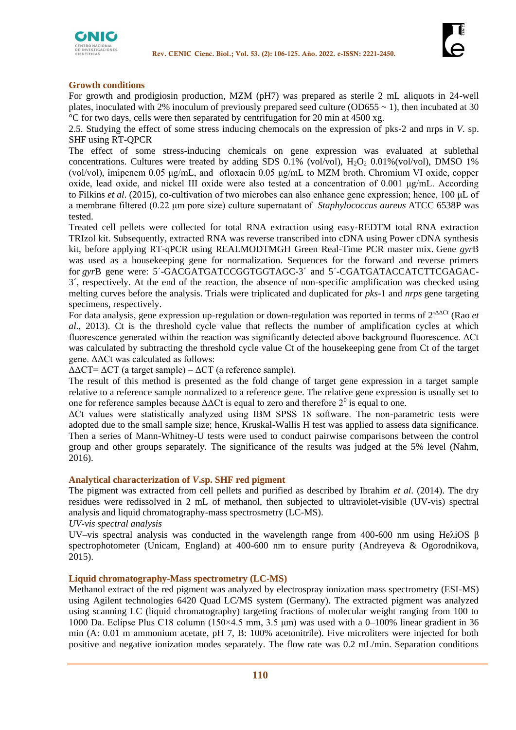## Growth conditions

For growth and prodigiosin production, MZM (pH7) was prepared as sterile 2 mL aliquots in 24-well plates, inoculated with 2% inoculum of previously prepared seed culture (OD655 ~ 1), then incubated at 30 °C for two days, cells were then separated by centrifugation for 20 min at 4500 xg.

2.5. Studying the effect of some stress inducing chemocals on the expression of pks-2 and nrps in *V*. sp. SHF using RT-QPCR

The effect of some stress-inducing chemicals on gene expression was evaluated at sublethal concentrations. Cultures were treated by adding SDS 0.1% (vol/vol), $H_2O_2$ 0.01%(vol/vol), DMSO 1% (vol/vol), imipenem 0.05 µg/mL, and ofloxacin 0.05 µg/mL to MZM broth. Chromium VI oxide, copper oxide, lead oxide, and nickel III oxide were also tested at a concentration of 0.001 µg/mL. According to Filkins *et al*. (2015), co-cultivation of two microbes can also enhance gene expression; hence, 100 µL of a membrane filtered (0.22 µm pore size) culture supernatant of *Staphylococcus aureus* ATCC 6538P was tested.

Treated cell pellets were collected for total RNA extraction using easy-REDTM total RNA extraction TRIzol kit. Subsequently, extracted RNA was reverse transcribed into cDNA using Power cDNA synthesis kit, before applying RT-qPCR using REALMODTMGH Green Real-Time PCR master mix. Gene *gyr*B was used as a housekeeping gene for normalization. Sequences for the forward and reverse primers for *gyr*B gene were: 5´-GACGATGATCCGGTGGTAGC-3´ and 5´-CGATGATACCATCTTCGAGAC-3´, respectively. At the end of the reaction, the absence of non-specific amplification was checked using melting curves before the analysis. Trials were triplicated and duplicated for *pks*-1 and *nrps* gene targeting specimens, respectively.

For data analysis, gene expression up-regulation or down-regulation was reported in terms of $2^{-\Delta\Delta Ct}$ (Rao *et al*., 2013). Ct is the threshold cycle value that reflects the number of amplification cycles at which fluorescence generated within the reaction was significantly detected above background fluorescence. ΔCt was calculated by subtracting the threshold cycle value Ct of the housekeeping gene from Ct of the target gene. ΔΔCt was calculated as follows:

$\Delta\Delta CT = \Delta CT$ (a target sample) – $\Delta CT$ (a reference sample).

The result of this method is presented as the fold change of target gene expression in a target sample relative to a reference sample normalized to a reference gene. The relative gene expression is usually set to one for reference samples because ΔΔCt is equal to zero and therefore $2^0$ is equal to one.

ΔCt values were statistically analyzed using IBM SPSS 18 software. The non-parametric tests were adopted due to the small sample size; hence, Kruskal-Wallis H test was applied to assess data significance. Then a series of Mann-Whitney-U tests were used to conduct pairwise comparisons between the control group and other groups separately. The significance of the results was judged at the 5% level (Nahm, 2016).

## Analytical characterization of *V*.sp. SHF red pigment

The pigment was extracted from cell pellets and purified as described by Ibrahim *et al*. (2014). The dry residues were redissolved in 2 mL of methanol, then subjected to ultraviolet-visible (UV-vis) spectral analysis and liquid chromatography-mass spectrosmetry (LC-MS).

### *UV-vis spectral analysis*

UV–vis spectral analysis was conducted in the wavelength range from 400-600 nm using HeλiOS β spectrophotometer (Unicam, England) at 400-600 nm to ensure purity (Andreyeva & Ogorodnikova, 2015).

## Liquid chromatography-Mass spectrometry (LC-MS)

Methanol extract of the red pigment was analyzed by electrospray ionization mass spectrometry (ESI-MS) using Agilent technologies 6420 Quad LC/MS system (Germany). The extracted pigment was analyzed using scanning LC (liquid chromatography) targeting fractions of molecular weight ranging from 100 to 1000 Da. Eclipse Plus C18 column (150×4.5 mm, 3.5 µm) was used with a 0–100% linear gradient in 36 min (A: 0.01 m ammonium acetate, pH 7, B: 100% acetonitrile). Five microliters were injected for both positive and negative ionization modes separately. The flow rate was 0.2 mL/min. Separation conditions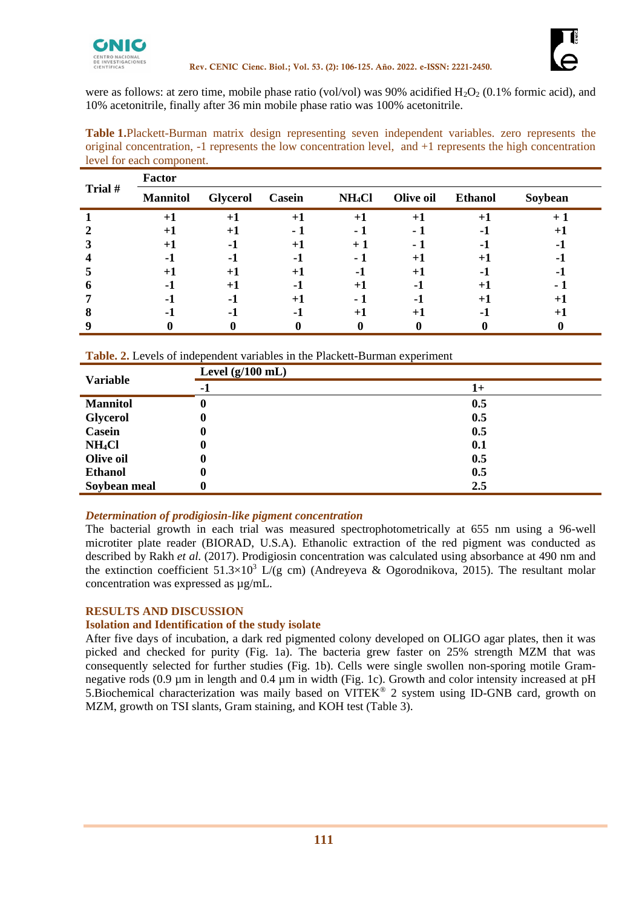were as follows: at zero time, mobile phase ratio (vol/vol) was 90% acidified $H_2O_2$ (0.1% formic acid), and 10% acetonitrile, finally after 36 min mobile phase ratio was 100% acetonitrile.

**Table 1.**Plackett-Burman matrix design representing seven independent variables. zero represents the original concentration, -1 represents the low concentration level, and +1 represents the high concentration level for each component.

| Trial # | Factor | | | | | | |
|---|---|---|---|---|---|---|---|
| | **Mannitol** | **Glycerol** | **Casein** | **$NH_4Cl$** | **Olive oil** | **Ethanol** | **Soybean** |
| **1** | **+1** | **+1** | **+1** | **+1** | **+1** | **+1** | **+ 1** |
| **2** | **+1** | **+1** | **- 1** | **- 1** | **- 1** | **-1** | **+1** |
| **3** | **+1** | **-1** | **+1** | **+ 1** | **- 1** | **-1** | **-1** |
| **4** | **-1** | **-1** | **-1** | **- 1** | **+1** | **+1** | **-1** |
| **5** | **+1** | **+1** | **+1** | **-1** | **+1** | **-1** | **-1** |
| **6** | **-1** | **+1** | **-1** | **+1** | **-1** | **+1** | **- 1** |
| **7** | **-1** | **-1** | **+1** | **- 1** | **-1** | **+1** | **+1** |
| **8** | **-1** | **-1** | **-1** | **+1** | **+1** | **-1** | **+1** |
| **9** | **0** | **0** | **0** | **0** | **0** | **0** | **0** |

**Table. 2.** Levels of independent variables in the Plackett-Burman experiment

| Variable | Level (g/100 mL) | |
|---|---|---|
| | **-1** | **1+** |
| **Mannitol** | **0** | **0.5** |
| **Glycerol** | **0** | **0.5** |
| **Casein** | **0** | **0.5** |
| **$NH_4Cl$** | **0** | **0.1** |
| **Olive oil** | **0** | **0.5** |
| **Ethanol** | **0** | **0.5** |
| **Soybean meal** | **0** | **2.5** |

### *Determination of prodigiosin-like pigment concentration*

The bacterial growth in each trial was measured spectrophotometrically at 655 nm using a 96-well microtiter plate reader (BIORAD, U.S.A). Ethanolic extraction of the red pigment was conducted as described by Rakh *et al.* (2017). Prodigiosin concentration was calculated using absorbance at 490 nm and the extinction coefficient $51.3\times10^3$ L/(g cm) (Andreyeva & Ogorodnikova, 2015). The resultant molar concentration was expressed as µg/mL.

## RESULTS AND DISCUSSION

### Isolation and Identification of the study isolate

After five days of incubation, a dark red pigmented colony developed on OLIGO agar plates, then it was picked and checked for purity (Fig. 1a). The bacteria grew faster on 25% strength MZM that was consequently selected for further studies (Fig. 1b). Cells were single swollen non-sporing motile Gram-negative rods (0.9 µm in length and 0.4 µm in width (Fig. 1c). Growth and color intensity increased at pH 5.Biochemical characterization was maily based on VITEK® 2 system using ID-GNB card, growth on MZM, growth on TSI slants, Gram staining, and KOH test (Table 3).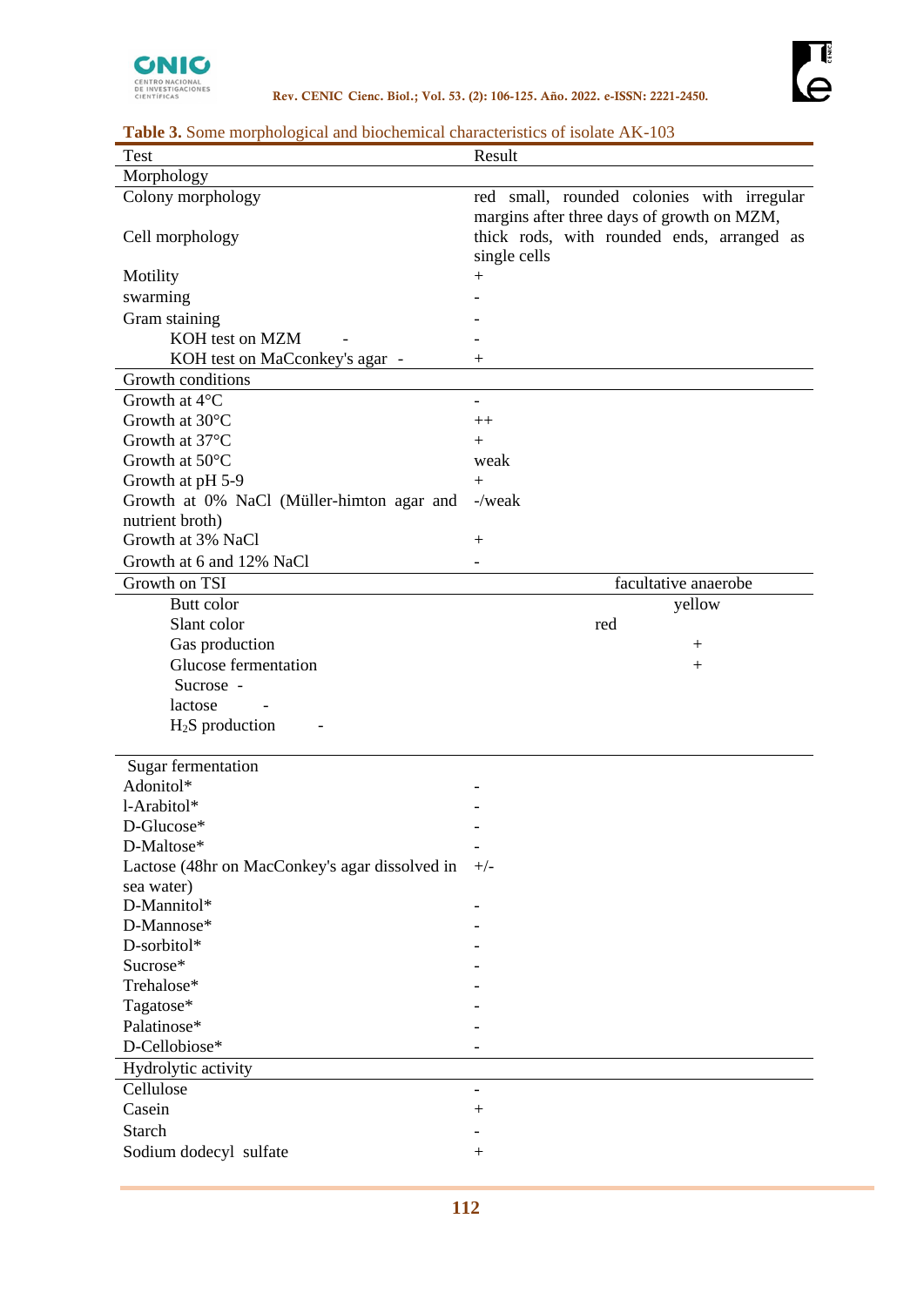**Table 3.** Some morphological and biochemical characteristics of isolate AK-103

| Test | Result |
|---|---|
| Morphology | |
| Colony morphology | red small, rounded colonies with irregular margins after three days of growth on MZM, |
| Cell morphology | thick rods, with rounded ends, arranged as single cells |
| Motility | + |
| swarming | - |
| Gram staining | - |
| KOH test on MZM - | - |
| KOH test on MaCconkey's agar - | + |
| Growth conditions | |
| Growth at 4°C | - |
| Growth at 30°C | ++ |
| Growth at 37°C | + |
| Growth at 50°C | weak |
| Growth at pH 5-9 | + |
| Growth at 0% NaCl (Müller-himton agar and nutrient broth) | -/weak |
| Growth at 3% NaCl | + |
| Growth at 6 and 12% NaCl | - |
| Growth on TSI | facultative anaerobe |
| Butt color | yellow |
| Slant color | red |
| Gas production | + |
| Glucose fermentation | + |
| Sucrose - | |
| lactose - | |
| $H_2S$ production - | |
| Sugar fermentation | |
| Adonitol* | - |
| l-Arabitol* | - |
| D-Glucose* | - |
| D-Maltose* | - |
| Lactose (48hr on MacConkey's agar dissolved in sea water) | +/- |
| D-Mannitol* | - |
| D-Mannose* | - |
| D-sorbitol* | - |
| Sucrose* | - |
| Trehalose* | - |
| Tagatose* | - |
| Palatinose* | - |
| D-Cellobiose* | - |
| Hydrolytic activity | |
| Cellulose | - |
| Casein | + |
| Starch | - |
| Sodium dodecyl sulfate | + |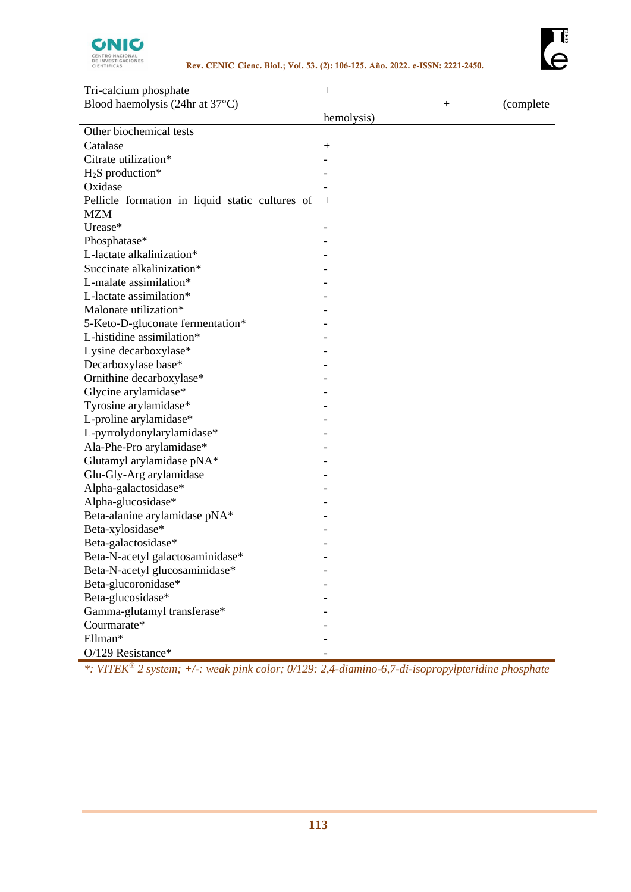| | |
|---|---|
| Tri-calcium phosphate | + |
| Blood haemolysis (24hr at 37°C) | + (complete hemolysis) |
| **Other biochemical tests** | |
| Catalase | + |
| Citrate utilization* | - |
| $H_2S$ production* | - |
| Oxidase | - |
| Pellicle formation in liquid static cultures of MZM | + |
| Urease* | - |
| Phosphatase* | - |
| L-lactate alkalinization* | - |
| Succinate alkalinization* | - |
| L-malate assimilation* | - |
| L-lactate assimilation* | - |
| Malonate utilization* | - |
| 5-Keto-D-gluconate fermentation* | - |
| L-histidine assimilation* | - |
| Lysine decarboxylase* | - |
| Decarboxylase base* | - |
| Ornithine decarboxylase* | - |
| Glycine arylamidase* | - |
| Tyrosine arylamidase* | - |
| L-proline arylamidase* | - |
| L-pyrrolydonylarylamidase* | - |
| Ala-Phe-Pro arylamidase* | - |
| Glutamyl arylamidase pNA* | - |
| Glu-Gly-Arg arylamidase | - |
| Alpha-galactosidase* | - |
| Alpha-glucosidase* | - |
| Beta-alanine arylamidase pNA* | - |
| Beta-xylosidase* | - |
| Beta-galactosidase* | - |
| Beta-N-acetyl galactosaminidase* | - |
| Beta-N-acetyl glucosaminidase* | - |
| Beta-glucoronidase* | - |
| Beta-glucosidase* | - |
| Gamma-glutamyl transferase* | - |
| Courmarate* | - |
| Ellman* | - |
| O/129 Resistance* | - |

*\*: VITEK® 2 system; +/-: weak pink color; 0/129: 2,4-diamino-6,7-di-isopropylpteridine phosphate*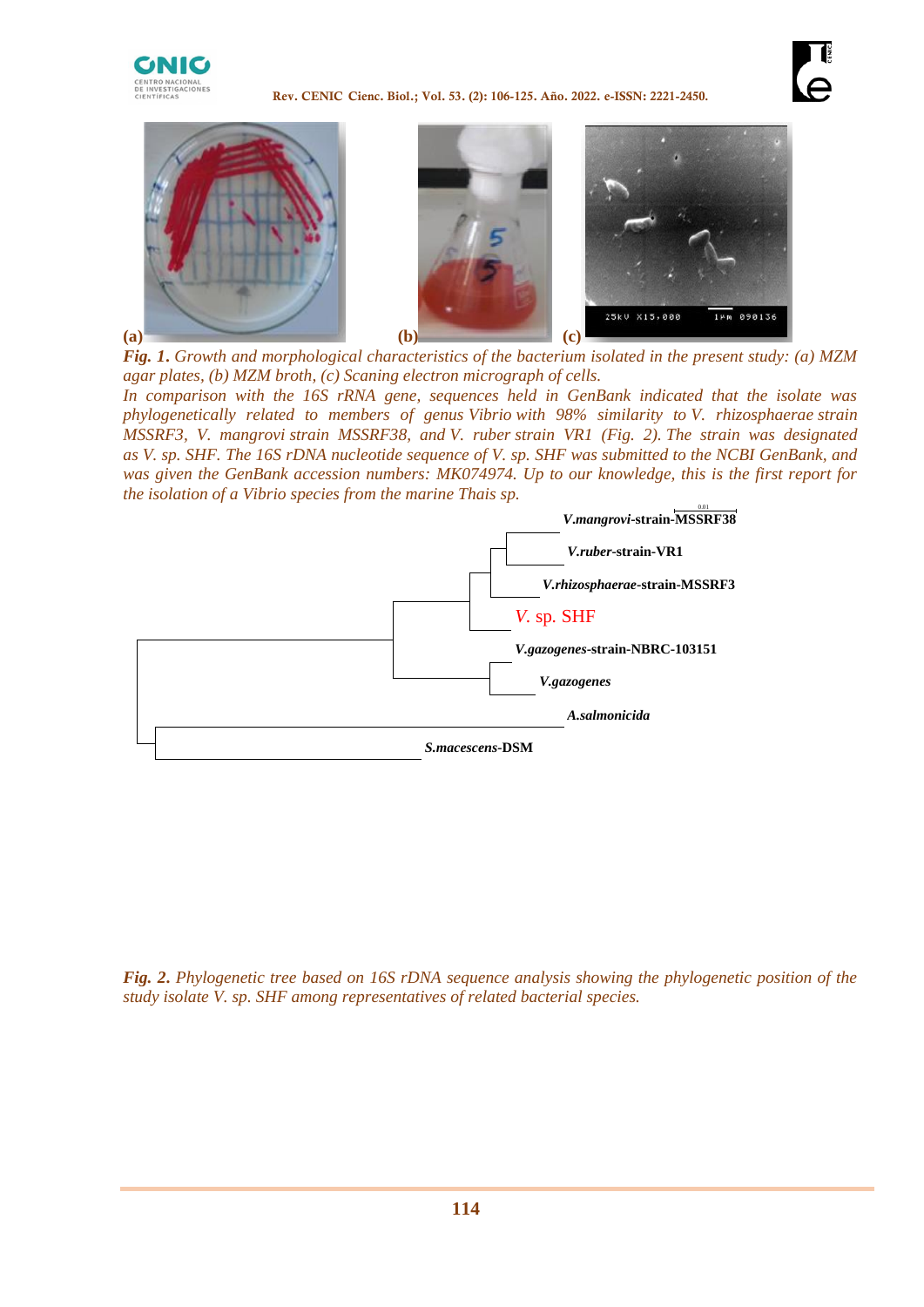*Fig. 1. Growth and morphological characteristics of the bacterium isolated in the present study: (a) MZM agar plates, (b) MZM broth, (c) Scaning electron micrograph of cells.*

*In comparison with the 16S rRNA gene, sequences held in GenBank indicated that the isolate was phylogenetically related to members of genus Vibrio with 98% similarity to V. rhizosphaerae strain MSSRF3, V. mangrovi strain MSSRF38, and V. ruber strain VR1 (Fig. 2). The strain was designated as V. sp. SHF. The 16S rDNA nucleotide sequence of V. sp. SHF was submitted to the NCBI GenBank, and was given the GenBank accession numbers: MK074974. Up to our knowledge, this is the first report for the isolation of a Vibrio species from the marine Thais sp.*

*Fig. 2. Phylogenetic tree based on 16S rDNA sequence analysis showing the phylogenetic position of the study isolate V. sp. SHF among representatives of related bacterial species.*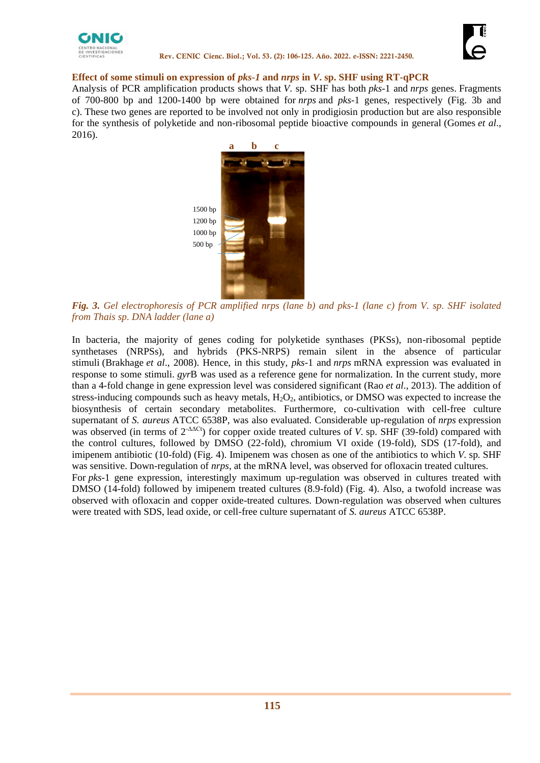### Effect of some stimuli on expression of *pks-1* and *nrps* in *V*. sp. SHF using RT-qPCR

Analysis of PCR amplification products shows that *V*. sp. SHF has both *pks*-1 and *nrps* genes. Fragments of 700-800 bp and 1200-1400 bp were obtained for *nrps* and *pks*-1 genes, respectively (Fig. 3b and c). These two genes are reported to be involved not only in prodigiosin production but are also responsible for the synthesis of polyketide and non-ribosomal peptide bioactive compounds in general (Gomes *et al*., 2016).

*Fig. 3. Gel electrophoresis of PCR amplified nrps (lane b) and pks-1 (lane c) from V. sp. SHF isolated from Thais sp. DNA ladder (lane a)*

In bacteria, the majority of genes coding for polyketide synthases (PKSs), non-ribosomal peptide synthetases (NRPSs), and hybrids (PKS-NRPS) remain silent in the absence of particular stimuli (Brakhage *et al*., 2008). Hence, in this study, *pks*-1 and *nrps* mRNA expression was evaluated in response to some stimuli. *gyr*B was used as a reference gene for normalization. In the current study, more than a 4-fold change in gene expression level was considered significant (Rao *et al*., 2013). The addition of stress-inducing compounds such as heavy metals, $H_2O_2$, antibiotics, or DMSO was expected to increase the biosynthesis of certain secondary metabolites. Furthermore, co-cultivation with cell-free culture supernatant of *S. aureus* ATCC 6538P, was also evaluated. Considerable up-regulation of *nrps* expression was observed (in terms of $2^{-\Delta\Delta Ct}$) for copper oxide treated cultures of *V*. sp. SHF (39-fold) compared with the control cultures, followed by DMSO (22-fold), chromium VI oxide (19-fold), SDS (17-fold), and imipenem antibiotic (10-fold) (Fig. 4). Imipenem was chosen as one of the antibiotics to which *V*. sp. SHF was sensitive. Down-regulation of *nrps*, at the mRNA level, was observed for ofloxacin treated cultures.

For *pks*-1 gene expression, interestingly maximum up-regulation was observed in cultures treated with DMSO (14-fold) followed by imipenem treated cultures (8.9-fold) (Fig. 4). Also, a twofold increase was observed with ofloxacin and copper oxide-treated cultures. Down-regulation was observed when cultures were treated with SDS, lead oxide, or cell-free culture supernatant of *S. aureus* ATCC 6538P.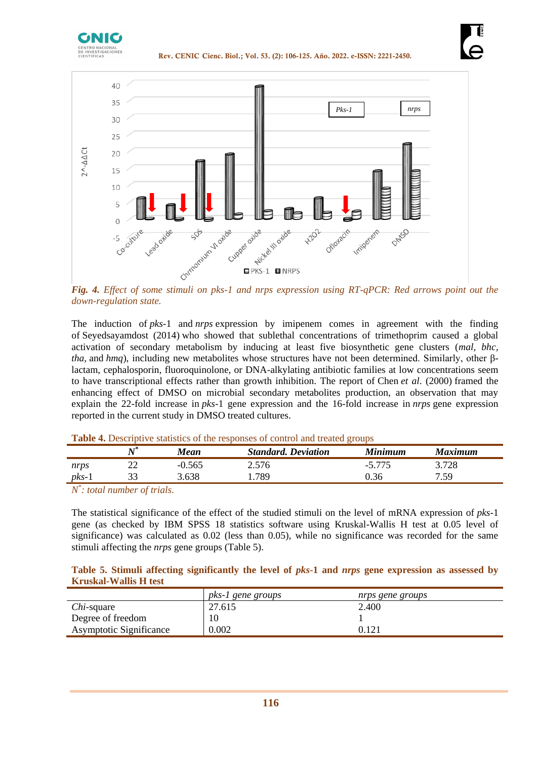*Fig. 4. Effect of some stimuli on pks-1 and nrps expression using RT-qPCR: Red arrows point out the down-regulation state.*

The induction of *pks*-1 and *nrps* expression by imipenem comes in agreement with the finding of Seyedsayamdost (2014) who showed that sublethal concentrations of trimethoprim caused a global activation of secondary metabolism by inducing at least five biosynthetic gene clusters (*mal*, *bhc*, *tha*, and *hmq*), including new metabolites whose structures have not been determined. Similarly, other β-lactam, cephalosporin, fluoroquinolone, or DNA-alkylating antibiotic families at low concentrations seem to have transcriptional effects rather than growth inhibition. The report of Chen *et al*. (2000) framed the enhancing effect of DMSO on microbial secondary metabolites production, an observation that may explain the 22-fold increase in *pks*-1 gene expression and the 16-fold increase in *nrps* gene expression reported in the current study in DMSO treated cultures.

**Table 4.** Descriptive statistics of the responses of control and treated groups

| | ***N**** | ***Mean*** | ***Standard. Deviation*** | ***Minimum*** | ***Maximum*** |
|---|---|---|---|---|---|
| *nrps* | 22 | -0.565 | 2.576 | -5.775 | 3.728 |
| *pks*-1 | 33 | 3.638 | 1.789 | 0.36 | 7.59 |

*N*: total number of trials.*

The statistical significance of the effect of the studied stimuli on the level of mRNA expression of *pks*-1 gene (as checked by IBM SPSS 18 statistics software using Kruskal-Wallis H test at 0.05 level of significance) was calculated as 0.02 (less than 0.05), while no significance was recorded for the same stimuli affecting the *nrps* gene groups (Table 5).

**Table 5. Stimuli affecting significantly the level of *pks*-1 and *nrps* gene expression as assessed by Kruskal-Wallis H test**

| | *pks-1 gene groups* | *nrps gene groups* |
|---|---|---|
| *Chi*-square | 27.615 | 2.400 |
| Degree of freedom | 10 | 1 |
| Asymptotic Significance | 0.002 | 0.121 |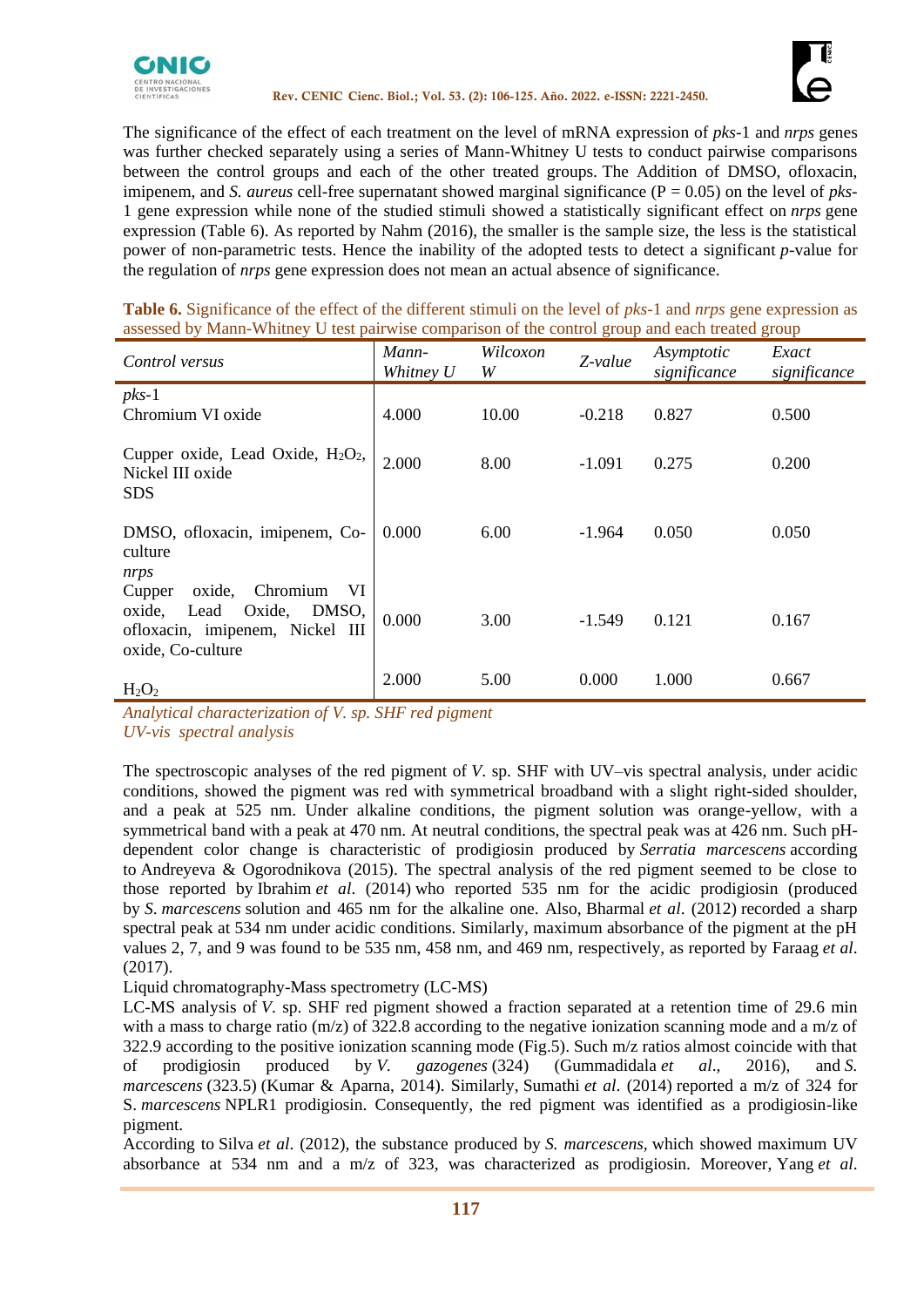The significance of the effect of each treatment on the level of mRNA expression of *pks*-1 and *nrps* genes was further checked separately using a series of Mann-Whitney U tests to conduct pairwise comparisons between the control groups and each of the other treated groups. The Addition of DMSO, ofloxacin, imipenem, and *S. aureus* cell-free supernatant showed marginal significance (P = 0.05) on the level of *pks*-1 gene expression while none of the studied stimuli showed a statistically significant effect on *nrps* gene expression (Table 6). As reported by Nahm (2016), the smaller is the sample size, the less is the statistical power of non-parametric tests. Hence the inability of the adopted tests to detect a significant *p*-value for the regulation of *nrps* gene expression does not mean an actual absence of significance.

**Table 6.** Significance of the effect of the different stimuli on the level of *pks*-1 and *nrps* gene expression as assessed by Mann-Whitney U test pairwise comparison of the control group and each treated group

| *Control versus* | *Mann-Whitney U* | *Wilcoxon W* | *Z-value* | *Asymptotic significance* | *Exact significance* |
|---|---|---|---|---|---|
| *pks*-1 | | | | | |
| Chromium VI oxide | 4.000 | 10.00 | -0.218 | 0.827 | 0.500 |
| Cupper oxide, Lead Oxide, $H_2O_2$, Nickel III oxide, SDS | 2.000 | 8.00 | -1.091 | 0.275 | 0.200 |
| DMSO, ofloxacin, imipenem, Co-culture | 0.000 | 6.00 | -1.964 | 0.050 | 0.050 |
| *nrps* | | | | | |
| Cupper oxide, Chromium VI oxide, Lead Oxide, DMSO, ofloxacin, imipenem, Nickel III oxide, Co-culture | 0.000 | 3.00 | -1.549 | 0.121 | 0.167 |
| $H_2O_2$ | 2.000 | 5.00 | 0.000 | 1.000 | 0.667 |

*Analytical characterization of V. sp. SHF red pigment*

*UV-vis spectral analysis*

The spectroscopic analyses of the red pigment of *V*. sp. SHF with UV–vis spectral analysis, under acidic conditions, showed the pigment was red with symmetrical broadband with a slight right-sided shoulder, and a peak at 525 nm. Under alkaline conditions, the pigment solution was orange-yellow, with a symmetrical band with a peak at 470 nm. At neutral conditions, the spectral peak was at 426 nm. Such pH-dependent color change is characteristic of prodigiosin produced by *Serratia marcescens* according to Andreyeva & Ogorodnikova (2015). The spectral analysis of the red pigment seemed to be close to those reported by Ibrahim *et al*. (2014) who reported 535 nm for the acidic prodigiosin (produced by *S. marcescens* solution and 465 nm for the alkaline one. Also, Bharmal *et al*. (2012) recorded a sharp spectral peak at 534 nm under acidic conditions. Similarly, maximum absorbance of the pigment at the pH values 2, 7, and 9 was found to be 535 nm, 458 nm, and 469 nm, respectively, as reported by Faraag *et al*. (2017).

Liquid chromatography-Mass spectrometry (LC-MS)

LC-MS analysis of *V*. sp. SHF red pigment showed a fraction separated at a retention time of 29.6 min with a mass to charge ratio (m/z) of 322.8 according to the negative ionization scanning mode and a m/z of 322.9 according to the positive ionization scanning mode (Fig.5). Such m/z ratios almost coincide with that of prodigiosin produced by *V. gazogenes* (324) (Gummadidala *et al*., 2016), and *S. marcescens* (323.5) (Kumar & Aparna, 2014). Similarly, Sumathi *et al*. (2014) reported a m/z of 324 for S. *marcescens* NPLR1 prodigiosin. Consequently, the red pigment was identified as a prodigiosin-like pigment.

According to Silva *et al*. (2012), the substance produced by *S. marcescens*, which showed maximum UV absorbance at 534 nm and a m/z of 323, was characterized as prodigiosin. Moreover, Yang *et al*.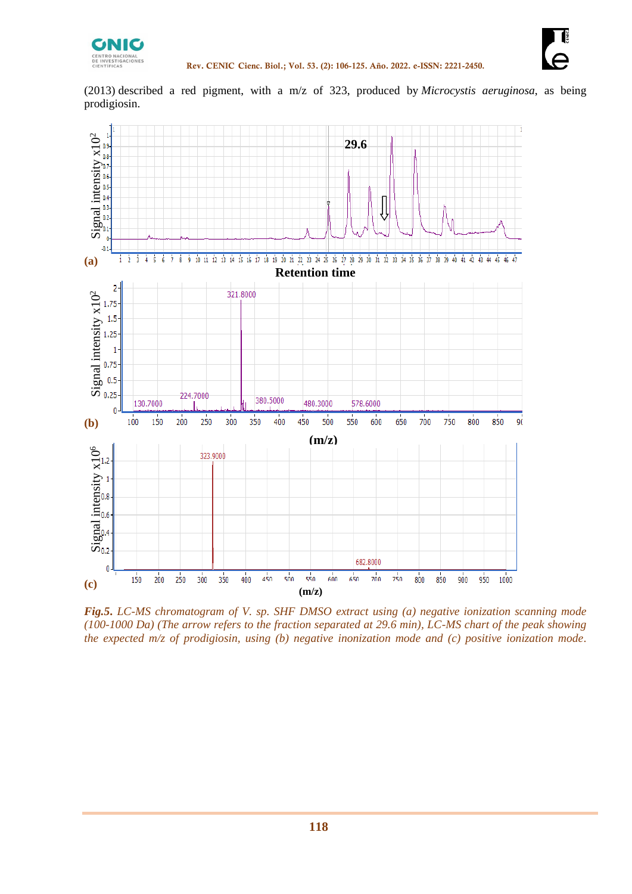(2013) described a red pigment, with a m/z of 323, produced by *Microcystis aeruginosa*, as being prodigiosin.

*Fig.5. LC-MS chromatogram of V. sp. SHF DMSO extract using (a) negative ionization scanning mode (100-1000 Da) (The arrow refers to the fraction separated at 29.6 min), LC-MS chart of the peak showing the expected m/z of prodigiosin, using (b) negative inonization mode and (c) positive ionization mode.*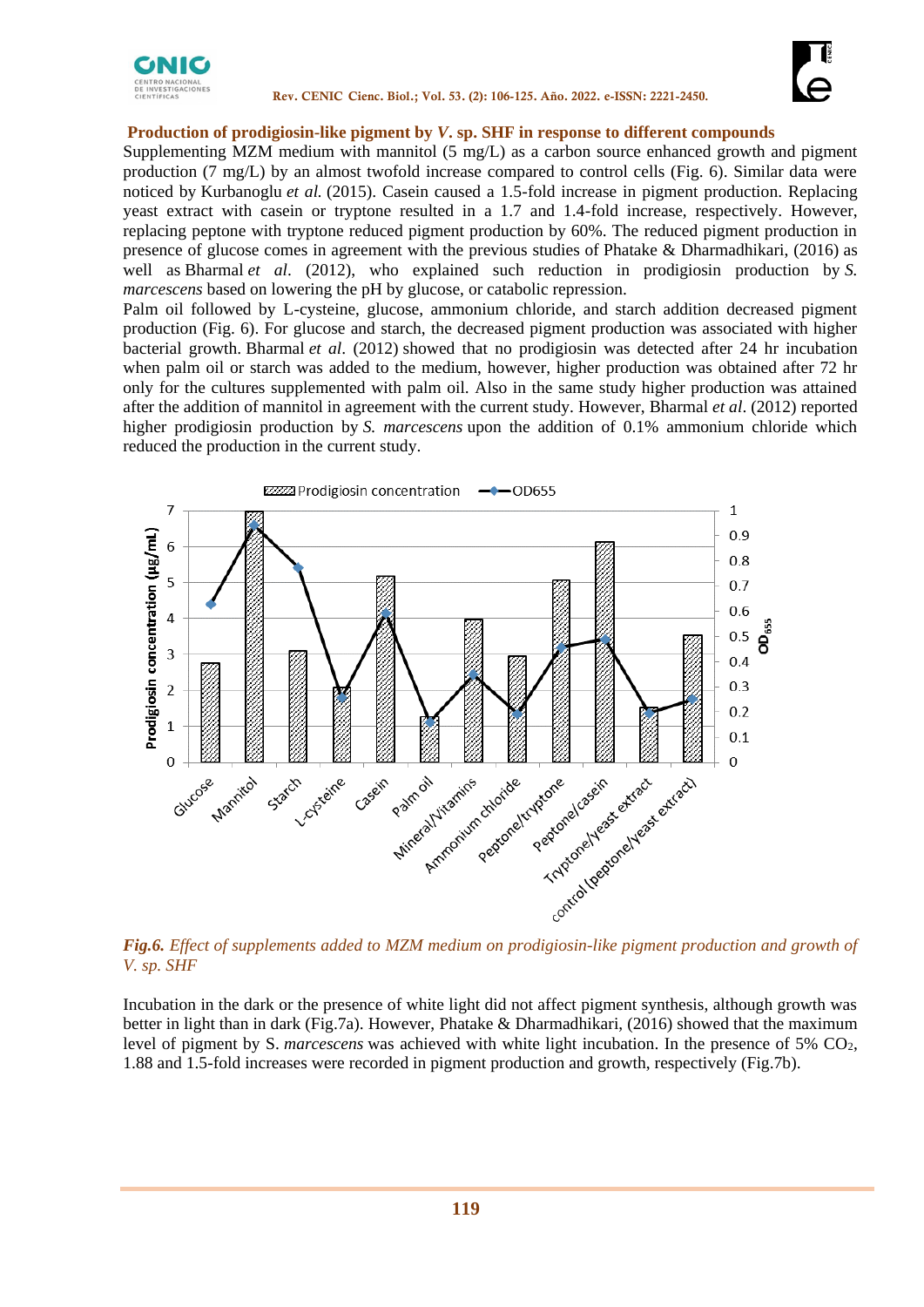**Production of prodigiosin-like pigment by *V*. sp. SHF in response to different compounds**

Supplementing MZM medium with mannitol (5 mg/L) as a carbon source enhanced growth and pigment production (7 mg/L) by an almost twofold increase compared to control cells (Fig. 6). Similar data were noticed by Kurbanoglu *et al.* (2015). Casein caused a 1.5-fold increase in pigment production. Replacing yeast extract with casein or tryptone resulted in a 1.7 and 1.4-fold increase, respectively. However, replacing peptone with tryptone reduced pigment production by 60%. The reduced pigment production in presence of glucose comes in agreement with the previous studies of Phatake & Dharmadhikari, (2016) as well as Bharmal *et al*. (2012), who explained such reduction in prodigiosin production by *S. marcescens* based on lowering the pH by glucose, or catabolic repression.

Palm oil followed by L-cysteine, glucose, ammonium chloride, and starch addition decreased pigment production (Fig. 6). For glucose and starch, the decreased pigment production was associated with higher bacterial growth. Bharmal *et al*. (2012) showed that no prodigiosin was detected after 24 hr incubation when palm oil or starch was added to the medium, however, higher production was obtained after 72 hr only for the cultures supplemented with palm oil. Also in the same study higher production was attained after the addition of mannitol in agreement with the current study. However, Bharmal *et al*. (2012) reported higher prodigiosin production by *S. marcescens* upon the addition of 0.1% ammonium chloride which reduced the production in the current study.

***Fig.6.*** *Effect of supplements added to MZM medium on prodigiosin-like pigment production and growth of V. sp. SHF*

Incubation in the dark or the presence of white light did not affect pigment synthesis, although growth was better in light than in dark (Fig.7a). However, Phatake & Dharmadhikari, (2016) showed that the maximum level of pigment by S. *marcescens* was achieved with white light incubation. In the presence of 5% $CO_2$, 1.88 and 1.5-fold increases were recorded in pigment production and growth, respectively (Fig.7b).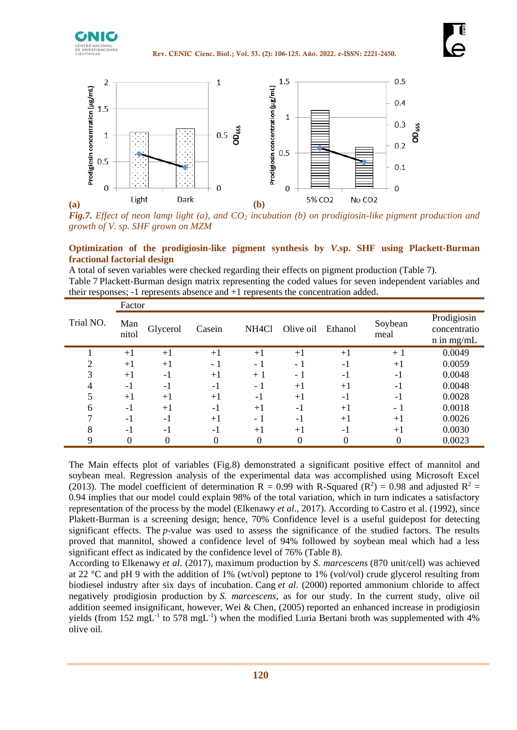(a) (b)

***Fig.7.*** *Effect of neon lamp light (a), and $CO_2$ incubation (b) on prodigiosin-like pigment production and growth of V. sp. SHF grown on MZM*

### Optimization of the prodigiosin-like pigment synthesis by *V.*sp. SHF using Plackett-Burman fractional factorial design

A total of seven variables were checked regarding their effects on pigment production (Table 7).

Table 7 Plackett-Burman design matrix representing the coded values for seven independent variables and their responses; -1 represents absence and +1 represents the concentration added.

| Trial NO. | Factor | | | | | | | Prodigiosin concentration in mg/mL |
|---|---|---|---|---|---|---|---|---|
| | Mannitol | Glycerol | Casein | NH4Cl | Olive oil | Ethanol | Soybean meal | |
| 1 | +1 | +1 | +1 | +1 | +1 | +1 | + 1 | 0.0049 |
| 2 | +1 | +1 | - 1 | - 1 | - 1 | -1 | +1 | 0.0059 |
| 3 | +1 | -1 | +1 | + 1 | - 1 | -1 | -1 | 0.0048 |
| 4 | -1 | -1 | -1 | - 1 | +1 | +1 | -1 | 0.0048 |
| 5 | +1 | +1 | +1 | -1 | +1 | -1 | -1 | 0.0028 |
| 6 | -1 | +1 | -1 | +1 | -1 | +1 | - 1 | 0.0018 |
| 7 | -1 | -1 | +1 | - 1 | -1 | +1 | +1 | 0.0026 |
| 8 | -1 | -1 | -1 | +1 | +1 | -1 | +1 | 0.0030 |
| 9 | 0 | 0 | 0 | 0 | 0 | 0 | 0 | 0.0023 |

The Main effects plot of variables (Fig.8) demonstrated a significant positive effect of mannitol and soybean meal. Regression analysis of the experimental data was accomplished using Microsoft Excel (2013). The model coefficient of determination R = 0.99 with R-Squared ($R^2$) = 0.98 and adjusted $R^2$ = 0.94 implies that our model could explain 98% of the total variation, which in turn indicates a satisfactory representation of the process by the model (Elkenawy *et al*., 2017). According to Castro et al. (1992), since Plakett-Burman is a screening design; hence, 70% Confidence level is a useful guidepost for detecting significant effects. The *p*-value was used to assess the significance of the studied factors. The results proved that mannitol, showed a confidence level of 94% followed by soybean meal which had a less significant effect as indicated by the confidence level of 76% (Table 8).

According to Elkenawy *et al*. (2017), maximum production by *S. marcescens* (870 unit/cell) was achieved at 22 °C and pH 9 with the addition of 1% (wt/vol) peptone to 1% (vol/vol) crude glycerol resulting from biodiesel industry after six days of incubation. Cang *et al*. (2000) reported ammonium chloride to affect negatively prodigiosin production by *S. marcescens*, as for our study. In the current study, olive oil addition seemed insignificant, however, Wei & Chen, (2005) reported an enhanced increase in prodigiosin yields (from 152 $mgL^{-1}$ to 578 $mgL^{-1}$) when the modified Luria Bertani broth was supplemented with 4% olive oil.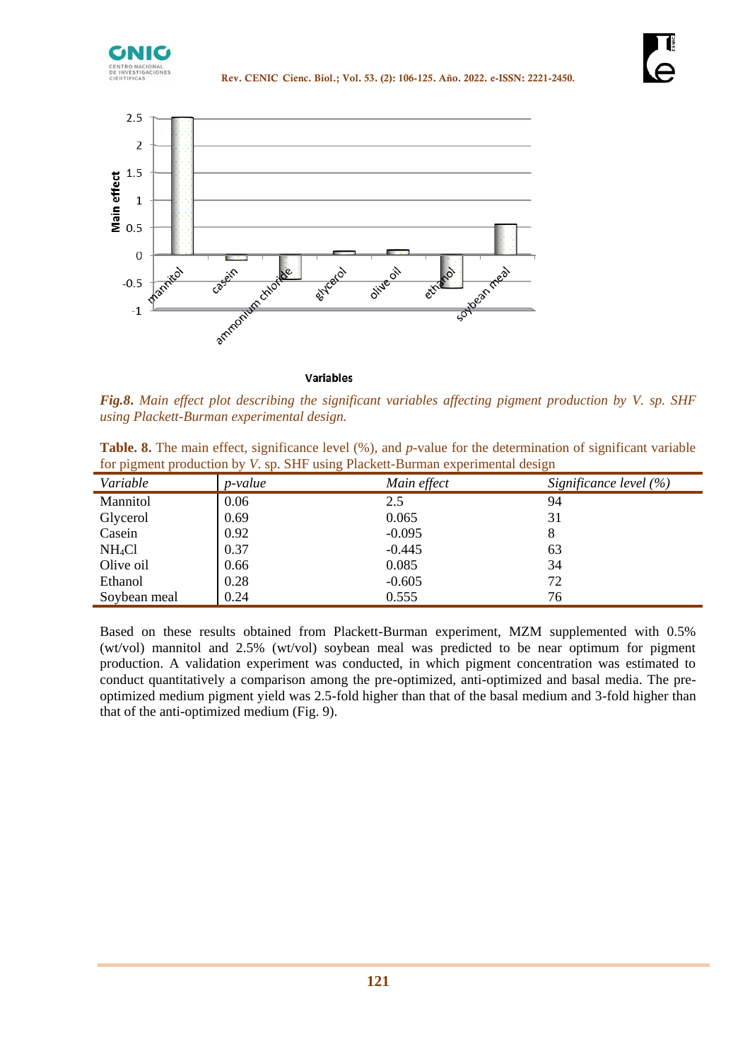*Fig.8. Main effect plot describing the significant variables affecting pigment production by V. sp. SHF using Plackett-Burman experimental design.*

**Table. 8.** The main effect, significance level (%), and *p*-value for the determination of significant variable for pigment production by *V.* sp. SHF using Plackett-Burman experimental design

| *Variable* | *p-value* | *Main effect* | *Significance level (%)* |
|---|---|---|---|
| Mannitol | 0.06 | 2.5 | 94 |
| Glycerol | 0.69 | 0.065 | 31 |
| Casein | 0.92 | -0.095 | 8 |
| $NH_4Cl$ | 0.37 | -0.445 | 63 |
| Olive oil | 0.66 | 0.085 | 34 |
| Ethanol | 0.28 | -0.605 | 72 |
| Soybean meal | 0.24 | 0.555 | 76 |

Based on these results obtained from Plackett-Burman experiment, MZM supplemented with 0.5% (wt/vol) mannitol and 2.5% (wt/vol) soybean meal was predicted to be near optimum for pigment production. A validation experiment was conducted, in which pigment concentration was estimated to conduct quantitatively a comparison among the pre-optimized, anti-optimized and basal media. The pre-optimized medium pigment yield was 2.5-fold higher than that of the basal medium and 3-fold higher than that of the anti-optimized medium (Fig. 9).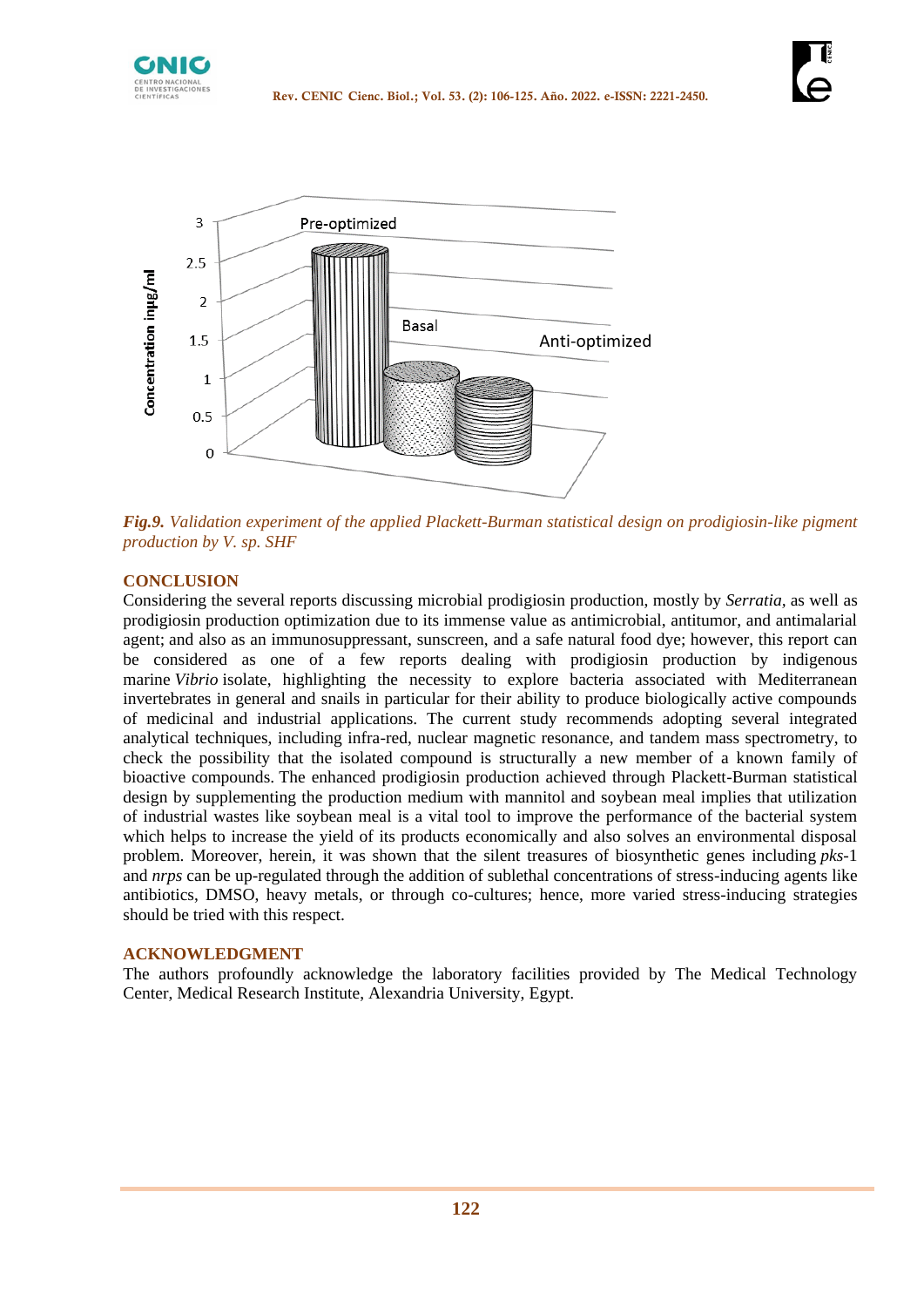*Fig.9. Validation experiment of the applied Plackett-Burman statistical design on prodigiosin-like pigment production by V. sp. SHF*

## CONCLUSION

Considering the several reports discussing microbial prodigiosin production, mostly by *Serratia*, as well as prodigiosin production optimization due to its immense value as antimicrobial, antitumor, and antimalarial agent; and also as an immunosuppressant, sunscreen, and a safe natural food dye; however, this report can be considered as one of a few reports dealing with prodigiosin production by indigenous marine *Vibrio* isolate, highlighting the necessity to explore bacteria associated with Mediterranean invertebrates in general and snails in particular for their ability to produce biologically active compounds of medicinal and industrial applications. The current study recommends adopting several integrated analytical techniques, including infra-red, nuclear magnetic resonance, and tandem mass spectrometry, to check the possibility that the isolated compound is structurally a new member of a known family of bioactive compounds. The enhanced prodigiosin production achieved through Plackett-Burman statistical design by supplementing the production medium with mannitol and soybean meal implies that utilization of industrial wastes like soybean meal is a vital tool to improve the performance of the bacterial system which helps to increase the yield of its products economically and also solves an environmental disposal problem. Moreover, herein, it was shown that the silent treasures of biosynthetic genes including *pks*-1 and *nrps* can be up-regulated through the addition of sublethal concentrations of stress-inducing agents like antibiotics, DMSO, heavy metals, or through co-cultures; hence, more varied stress-inducing strategies should be tried with this respect.

## ACKNOWLEDGMENT

The authors profoundly acknowledge the laboratory facilities provided by The Medical Technology Center, Medical Research Institute, Alexandria University, Egypt.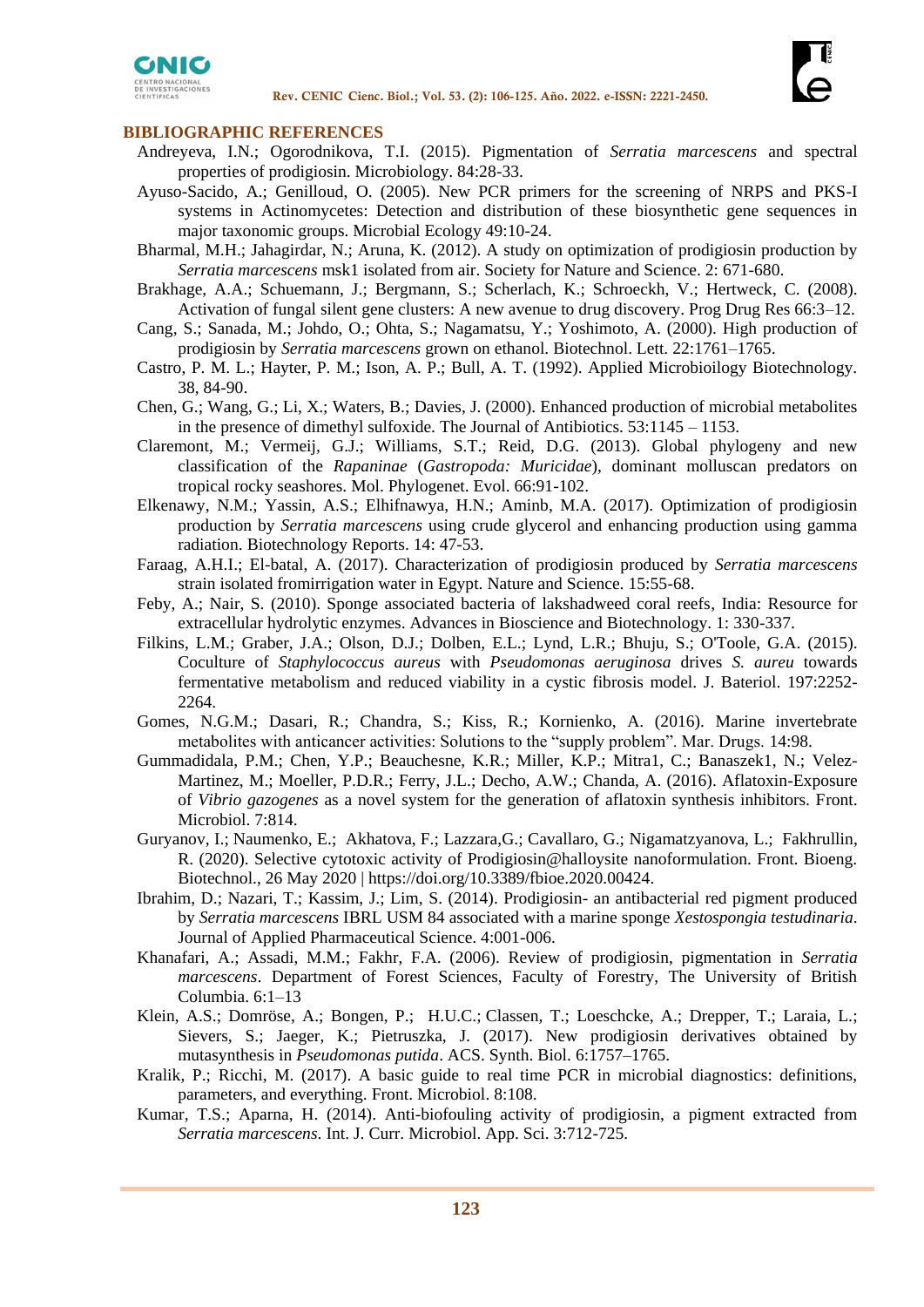## BIBLIOGRAPHIC REFERENCES

Andreyeva, I.N.; Ogorodnikova, T.I. (2015). Pigmentation of *Serratia marcescens* and spectral properties of prodigiosin. Microbiology. 84:28-33.

Ayuso-Sacido, A.; Genilloud, O. (2005). New PCR primers for the screening of NRPS and PKS-I systems in Actinomycetes: Detection and distribution of these biosynthetic gene sequences in major taxonomic groups. Microbial Ecology 49:10-24.

Bharmal, M.H.; Jahagirdar, N.; Aruna, K. (2012). A study on optimization of prodigiosin production by *Serratia marcescens* msk1 isolated from air. Society for Nature and Science. 2: 671-680.

Brakhage, A.A.; Schuemann, J.; Bergmann, S.; Scherlach, K.; Schroeckh, V.; Hertweck, C. (2008). Activation of fungal silent gene clusters: A new avenue to drug discovery. Prog Drug Res 66:3–12.

Cang, S.; Sanada, M.; Johdo, O.; Ohta, S.; Nagamatsu, Y.; Yoshimoto, A. (2000). High production of prodigiosin by *Serratia marcescens* grown on ethanol. Biotechnol. Lett. 22:1761–1765.

Castro, P. M. L.; Hayter, P. M.; Ison, A. P.; Bull, A. T. (1992). Applied Microbioilogy Biotechnology. 38, 84-90.

Chen, G.; Wang, G.; Li, X.; Waters, B.; Davies, J. (2000). Enhanced production of microbial metabolites in the presence of dimethyl sulfoxide. The Journal of Antibiotics. 53:1145 – 1153.

Claremont, M.; Vermeij, G.J.; Williams, S.T.; Reid, D.G. (2013). Global phylogeny and new classification of the *Rapaninae* (*Gastropoda: Muricidae*), dominant molluscan predators on tropical rocky seashores. Mol. Phylogenet. Evol. 66:91-102.

Elkenawy, N.M.; Yassin, A.S.; Elhifnawya, H.N.; Aminb, M.A. (2017). Optimization of prodigiosin production by *Serratia marcescens* using crude glycerol and enhancing production using gamma radiation. Biotechnology Reports. 14: 47-53.

Faraag, A.H.I.; El-batal, A. (2017). Characterization of prodigiosin produced by *Serratia marcescens* strain isolated fromirrigation water in Egypt. Nature and Science. 15:55-68.

Feby, A.; Nair, S. (2010). Sponge associated bacteria of lakshadweed coral reefs, India: Resource for extracellular hydrolytic enzymes. Advances in Bioscience and Biotechnology. 1: 330-337.

Filkins, L.M.; Graber, J.A.; Olson, D.J.; Dolben, E.L.; Lynd, L.R.; Bhuju, S.; O'Toole, G.A. (2015). Coculture of *Staphylococcus aureus* with *Pseudomonas aeruginosa* drives *S. aureu* towards fermentative metabolism and reduced viability in a cystic fibrosis model. J. Bateriol. 197:2252-2264.

Gomes, N.G.M.; Dasari, R.; Chandra, S.; Kiss, R.; Kornienko, A. (2016). Marine invertebrate metabolites with anticancer activities: Solutions to the "supply problem". Mar. Drugs. 14:98.

Gummadidala, P.M.; Chen, Y.P.; Beauchesne, K.R.; Miller, K.P.; Mitra1, C.; Banaszek1, N.; Velez-Martinez, M.; Moeller, P.D.R.; Ferry, J.L.; Decho, A.W.; Chanda, A. (2016). Aflatoxin-Exposure of *Vibrio gazogenes* as a novel system for the generation of aflatoxin synthesis inhibitors. Front. Microbiol. 7:814.

Guryanov, I.; Naumenko, E.; Akhatova, F.; Lazzara,G.; Cavallaro, G.; Nigamatzyanova, L.; Fakhrullin, R. (2020). Selective cytotoxic activity of Prodigiosin@halloysite nanoformulation. Front. Bioeng. Biotechnol., 26 May 2020 | https://doi.org/10.3389/fbioe.2020.00424.

Ibrahim, D.; Nazari, T.; Kassim, J.; Lim, S. (2014). Prodigiosin- an antibacterial red pigment produced by *Serratia marcescens* IBRL USM 84 associated with a marine sponge *Xestospongia testudinaria*. Journal of Applied Pharmaceutical Science. 4:001-006.

Khanafari, A.; Assadi, M.M.; Fakhr, F.A. (2006). Review of prodigiosin, pigmentation in *Serratia marcescens*. Department of Forest Sciences, Faculty of Forestry, The University of British Columbia. 6:1–13

Klein, A.S.; Domröse, A.; Bongen, P.; H.U.C.; Classen, T.; Loeschcke, A.; Drepper, T.; Laraia, L.; Sievers, S.; Jaeger, K.; Pietruszka, J. (2017). New prodigiosin derivatives obtained by mutasynthesis in *Pseudomonas putida*. ACS. Synth. Biol. 6:1757–1765.

Kralik, P.; Ricchi, M. (2017). A basic guide to real time PCR in microbial diagnostics: definitions, parameters, and everything. Front. Microbiol. 8:108.

Kumar, T.S.; Aparna, H. (2014). Anti-biofouling activity of prodigiosin, a pigment extracted from *Serratia marcescens*. Int. J. Curr. Microbiol. App. Sci. 3:712-725.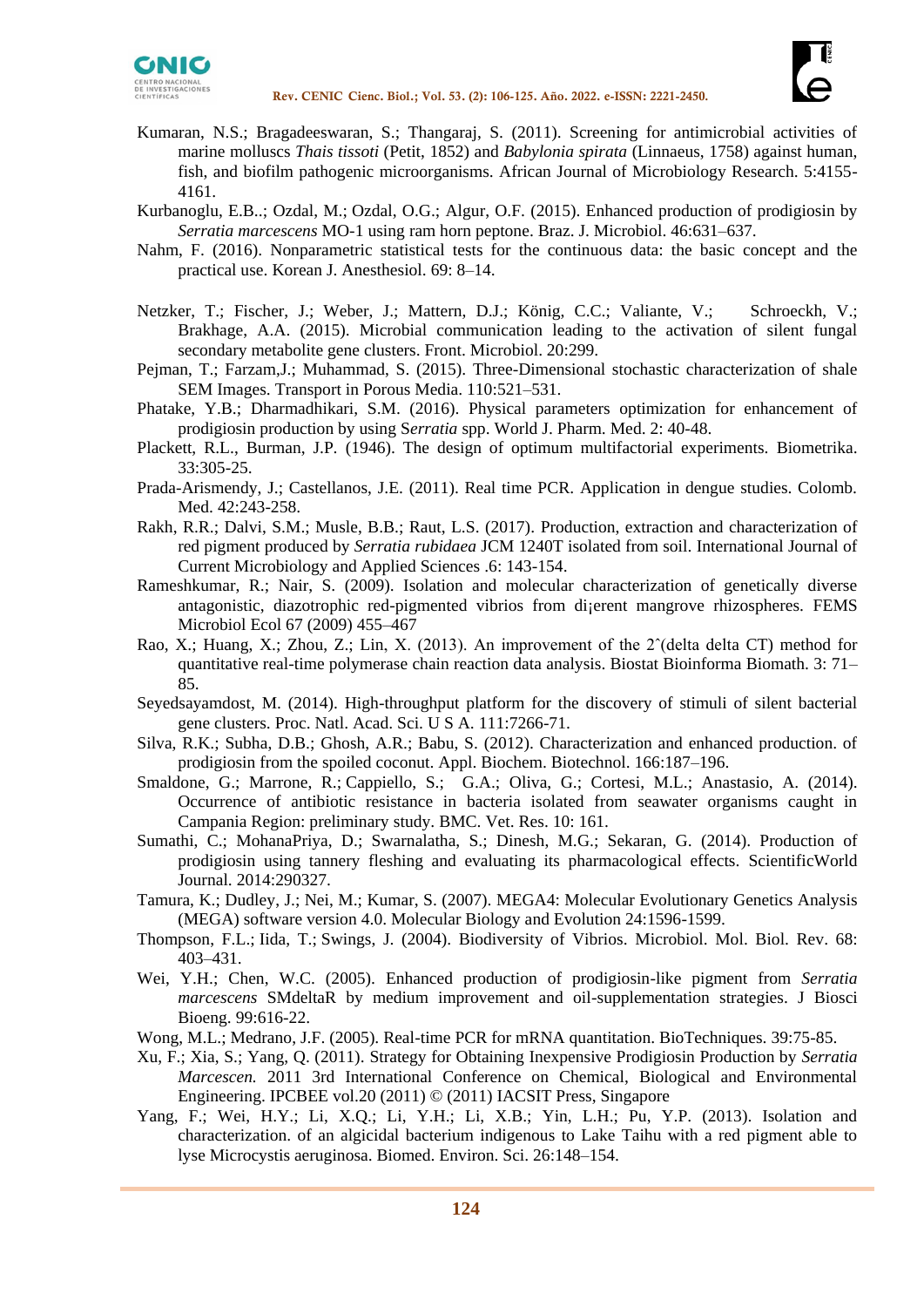Kumaran, N.S.; Bragadeeswaran, S.; Thangaraj, S. (2011). Screening for antimicrobial activities of marine molluscs *Thais tissoti* (Petit, 1852) and *Babylonia spirata* (Linnaeus, 1758) against human, fish, and biofilm pathogenic microorganisms. African Journal of Microbiology Research. 5:4155-4161.

Kurbanoglu, E.B..; Ozdal, M.; Ozdal, O.G.; Algur, O.F. (2015). Enhanced production of prodigiosin by *Serratia marcescens* MO-1 using ram horn peptone. Braz. J. Microbiol. 46:631–637.

Nahm, F. (2016). Nonparametric statistical tests for the continuous data: the basic concept and the practical use. Korean J. Anesthesiol. 69: 8–14.

Netzker, T.; Fischer, J.; Weber, J.; Mattern, D.J.; König, C.C.; Valiante, V.; Schroeckh, V.; Brakhage, A.A. (2015). Microbial communication leading to the activation of silent fungal secondary metabolite gene clusters. Front. Microbiol. 20:299.

Pejman, T.; Farzam,J.; Muhammad, S. (2015). Three-Dimensional stochastic characterization of shale SEM Images. Transport in Porous Media. 110:521–531.

Phatake, Y.B.; Dharmadhikari, S.M. (2016). Physical parameters optimization for enhancement of prodigiosin production by using S*erratia* spp. World J. Pharm. Med. 2: 40-48.

Plackett, R.L., Burman, J.P. (1946). The design of optimum multifactorial experiments. Biometrika. 33:305-25.

Prada-Arismendy, J.; Castellanos, J.E. (2011). Real time PCR. Application in dengue studies. Colomb. Med. 42:243-258.

Rakh, R.R.; Dalvi, S.M.; Musle, B.B.; Raut, L.S. (2017). Production, extraction and characterization of red pigment produced by *Serratia rubidaea* JCM 1240T isolated from soil. International Journal of Current Microbiology and Applied Sciences .6: 143-154.

Rameshkumar, R.; Nair, S. (2009). Isolation and molecular characterization of genetically diverse antagonistic, diazotrophic red-pigmented vibrios from di¡erent mangrove rhizospheres. FEMS Microbiol Ecol 67 (2009) 455–467

Rao, X.; Huang, X.; Zhou, Z.; Lin, X. (2013). An improvement of the 2ˆ(delta delta CT) method for quantitative real-time polymerase chain reaction data analysis. Biostat Bioinforma Biomath. 3: 71–85.

Seyedsayamdost, M. (2014). High-throughput platform for the discovery of stimuli of silent bacterial gene clusters. Proc. Natl. Acad. Sci. U S A. 111:7266-71.

Silva, R.K.; Subha, D.B.; Ghosh, A.R.; Babu, S. (2012). Characterization and enhanced production. of prodigiosin from the spoiled coconut. Appl. Biochem. Biotechnol. 166:187–196.

Smaldone, G.; Marrone, R.; Cappiello, S.; G.A.; Oliva, G.; Cortesi, M.L.; Anastasio, A. (2014). Occurrence of antibiotic resistance in bacteria isolated from seawater organisms caught in Campania Region: preliminary study. BMC. Vet. Res. 10: 161.

Sumathi, C.; MohanaPriya, D.; Swarnalatha, S.; Dinesh, M.G.; Sekaran, G. (2014). Production of prodigiosin using tannery fleshing and evaluating its pharmacological effects. ScientificWorld Journal. 2014:290327.

Tamura, K.; Dudley, J.; Nei, M.; Kumar, S. (2007). MEGA4: Molecular Evolutionary Genetics Analysis (MEGA) software version 4.0. Molecular Biology and Evolution 24:1596-1599.

Thompson, F.L.; Iida, T.; Swings, J. (2004). Biodiversity of Vibrios. Microbiol. Mol. Biol. Rev. 68: 403–431.

Wei, Y.H.; Chen, W.C. (2005). Enhanced production of prodigiosin-like pigment from *Serratia marcescens* SMdeltaR by medium improvement and oil-supplementation strategies. J Biosci Bioeng. 99:616-22.

Wong, M.L.; Medrano, J.F. (2005). Real-time PCR for mRNA quantitation. BioTechniques. 39:75-85.

Xu, F.; Xia, S.; Yang, Q. (2011). Strategy for Obtaining Inexpensive Prodigiosin Production by *Serratia Marcescen*. 2011 3rd International Conference on Chemical, Biological and Environmental Engineering. IPCBEE vol.20 (2011) © (2011) IACSIT Press, Singapore

Yang, F.; Wei, H.Y.; Li, X.Q.; Li, Y.H.; Li, X.B.; Yin, L.H.; Pu, Y.P. (2013). Isolation and characterization. of an algicidal bacterium indigenous to Lake Taihu with a red pigment able to lyse Microcystis aeruginosa. Biomed. Environ. Sci. 26:148–154.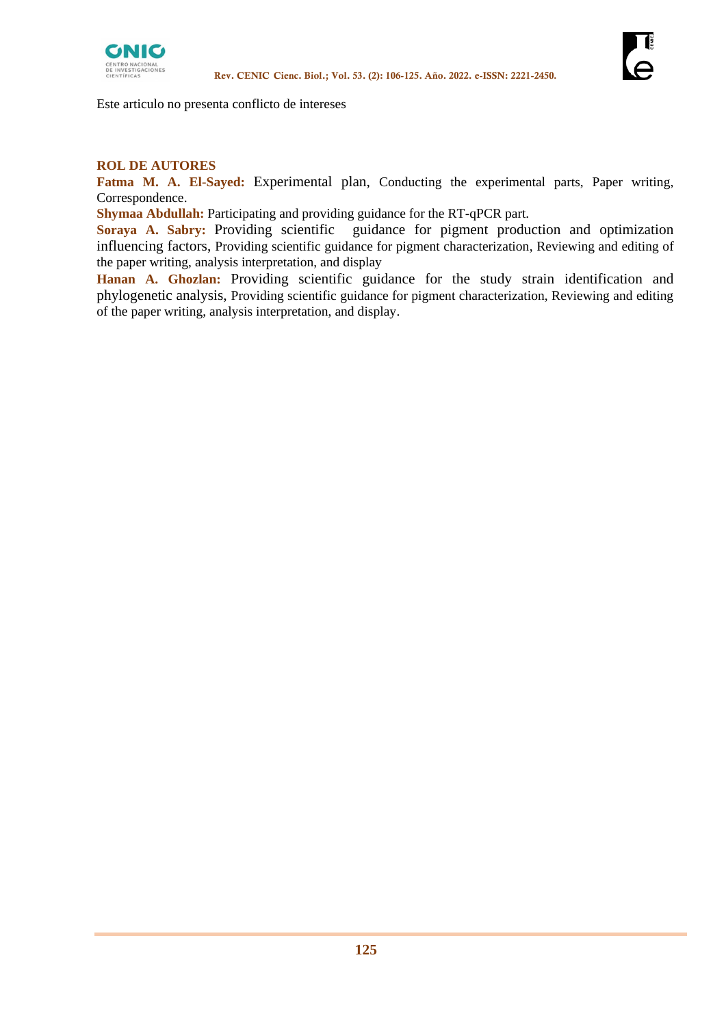Este articulo no presenta conflicto de intereses

## ROL DE AUTORES

**Fatma M. A. El-Sayed:** Experimental plan, Conducting the experimental parts, Paper writing, Correspondence.

**Shymaa Abdullah:** Participating and providing guidance for the RT-qPCR part.

**Soraya A. Sabry:** Providing scientific guidance for pigment production and optimization influencing factors, Providing scientific guidance for pigment characterization, Reviewing and editing of the paper writing, analysis interpretation, and display

**Hanan A. Ghozlan:** Providing scientific guidance for the study strain identification and phylogenetic analysis, Providing scientific guidance for pigment characterization, Reviewing and editing of the paper writing, analysis interpretation, and display.